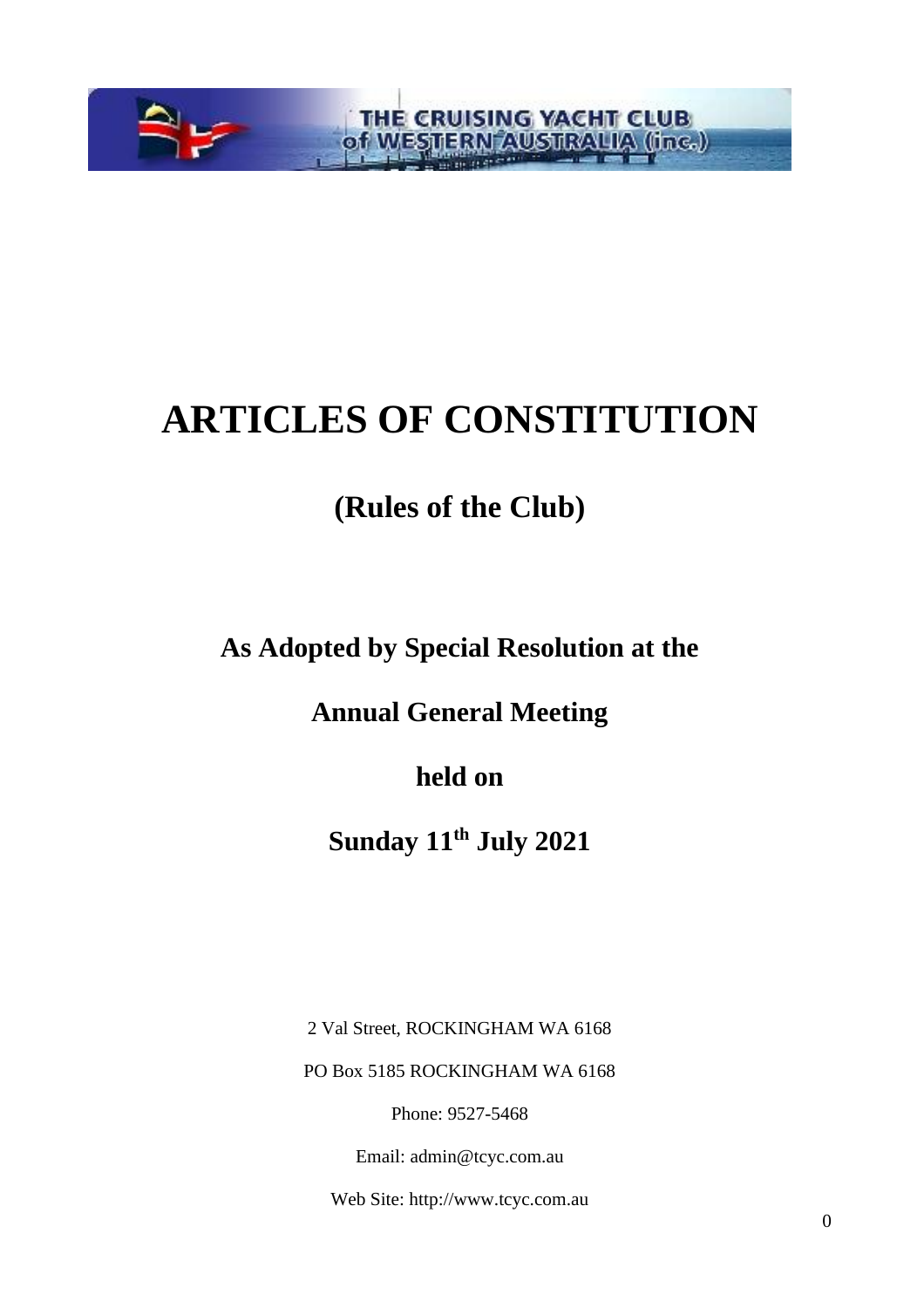THE CRUISING YACHT CLUB of WESTERN AUSTRALIA (inc.)

# ARTICLES OF CONSTITUTION

## (Rules of the Club)

**As Adopted by Special Resolution at the**

**Annual General Meeting**

**held on**

**Sunday 11th July 2021**

2 Val Street, ROCKINGHAM WA 6168

PO Box 5185 ROCKINGHAM WA 6168

Phone: 9527-5468

Email: admin@tcyc.com.au

Web Site: http://www.tcyc.com.au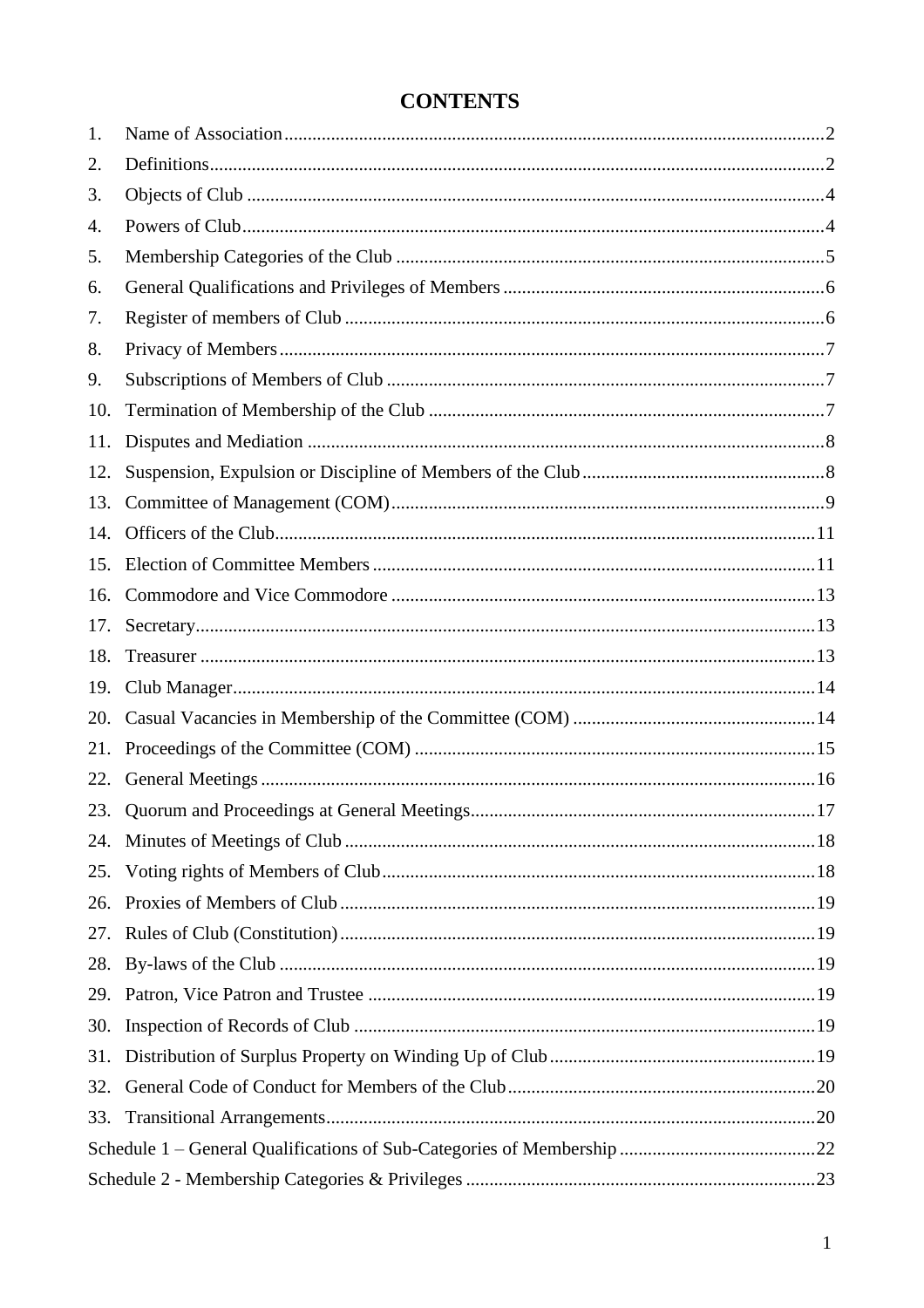# CONTENTS

1. Name of Association....................2
2. Definitions....................2
3. Objects of Club....................4
4. Powers of Club....................4
5. Membership Categories of the Club....................5
6. General Qualifications and Privileges of Members....................6
7. Register of members of Club....................6
8. Privacy of Members....................7
9. Subscriptions of Members of Club....................7
10. Termination of Membership of the Club....................7
11. Disputes and Mediation....................8
12. Suspension, Expulsion or Discipline of Members of the Club....................8
13. Committee of Management (COM)....................9
14. Officers of the Club....................11
15. Election of Committee Members....................11
16. Commodore and Vice Commodore....................13
17. Secretary....................13
18. Treasurer....................13
19. Club Manager....................14
20. Casual Vacancies in Membership of the Committee (COM)....................14
21. Proceedings of the Committee (COM)....................15
22. General Meetings....................16
23. Quorum and Proceedings at General Meetings....................17
24. Minutes of Meetings of Club....................18
25. Voting rights of Members of Club....................18
26. Proxies of Members of Club....................19
27. Rules of Club (Constitution)....................19
28. By-laws of the Club....................19
29. Patron, Vice Patron and Trustee....................19
30. Inspection of Records of Club....................19
31. Distribution of Surplus Property on Winding Up of Club....................19
32. General Code of Conduct for Members of the Club....................20
33. Transitional Arrangements....................20

Schedule 1 – General Qualifications of Sub-Categories of Membership....................22

Schedule 2 - Membership Categories & Privileges....................23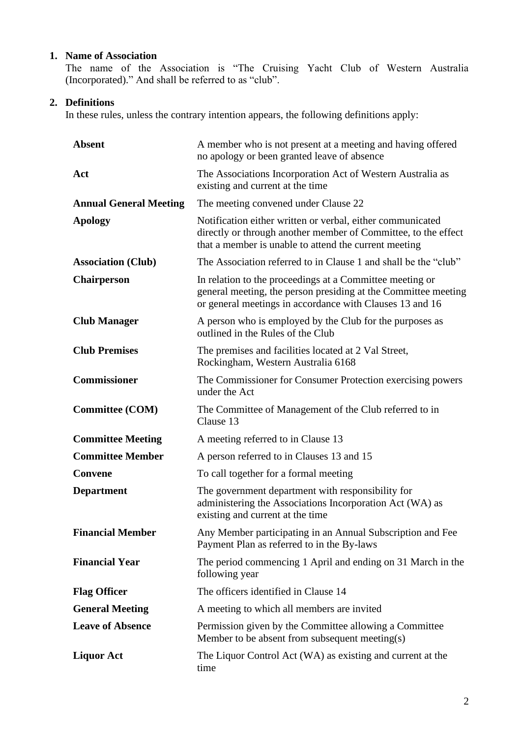1. **Name of Association**
   The name of the Association is "The Cruising Yacht Club of Western Australia (Incorporated)." And shall be referred to as "club".

2. **Definitions**
   In these rules, unless the contrary intention appears, the following definitions apply:

| | |
|---|---|
| **Absent** | A member who is not present at a meeting and having offered no apology or been granted leave of absence |
| **Act** | The Associations Incorporation Act of Western Australia as existing and current at the time |
| **Annual General Meeting** | The meeting convened under Clause 22 |
| **Apology** | Notification either written or verbal, either communicated directly or through another member of Committee, to the effect that a member is unable to attend the current meeting |
| **Association (Club)** | The Association referred to in Clause 1 and shall be the "club" |
| **Chairperson** | In relation to the proceedings at a Committee meeting or general meeting, the person presiding at the Committee meeting or general meetings in accordance with Clauses 13 and 16 |
| **Club Manager** | A person who is employed by the Club for the purposes as outlined in the Rules of the Club |
| **Club Premises** | The premises and facilities located at 2 Val Street, Rockingham, Western Australia 6168 |
| **Commissioner** | The Commissioner for Consumer Protection exercising powers under the Act |
| **Committee (COM)** | The Committee of Management of the Club referred to in Clause 13 |
| **Committee Meeting** | A meeting referred to in Clause 13 |
| **Committee Member** | A person referred to in Clauses 13 and 15 |
| **Convene** | To call together for a formal meeting |
| **Department** | The government department with responsibility for administering the Associations Incorporation Act (WA) as existing and current at the time |
| **Financial Member** | Any Member participating in an Annual Subscription and Fee Payment Plan as referred to in the By-laws |
| **Financial Year** | The period commencing 1 April and ending on 31 March in the following year |
| **Flag Officer** | The officers identified in Clause 14 |
| **General Meeting** | A meeting to which all members are invited |
| **Leave of Absence** | Permission given by the Committee allowing a Committee Member to be absent from subsequent meeting(s) |
| **Liquor Act** | The Liquor Control Act (WA) as existing and current at the time |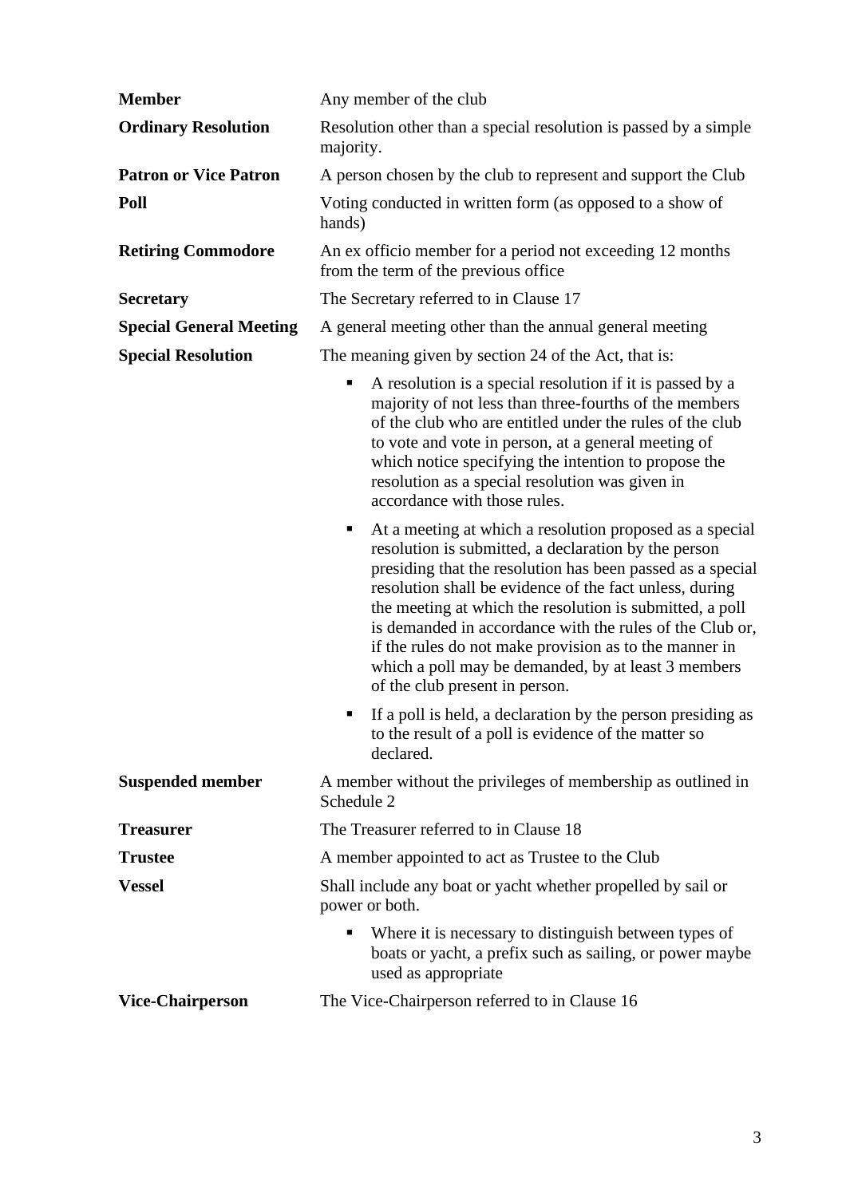| | |
|---|---|
| **Member** | Any member of the club |
| **Ordinary Resolution** | Resolution other than a special resolution is passed by a simple majority. |
| **Patron or Vice Patron** | A person chosen by the club to represent and support the Club |
| **Poll** | Voting conducted in written form (as opposed to a show of hands) |
| **Retiring Commodore** | An ex officio member for a period not exceeding 12 months from the term of the previous office |
| **Secretary** | The Secretary referred to in Clause 17 |
| **Special General Meeting** | A general meeting other than the annual general meeting |
| **Special Resolution** | The meaning given by section 24 of the Act, that is: <br>▪ A resolution is a special resolution if it is passed by a majority of not less than three-fourths of the members of the club who are entitled under the rules of the club to vote and vote in person, at a general meeting of which notice specifying the intention to propose the resolution as a special resolution was given in accordance with those rules. <br>▪ At a meeting at which a resolution proposed as a special resolution is submitted, a declaration by the person presiding that the resolution has been passed as a special resolution shall be evidence of the fact unless, during the meeting at which the resolution is submitted, a poll is demanded in accordance with the rules of the Club or, if the rules do not make provision as to the manner in which a poll may be demanded, by at least 3 members of the club present in person. <br>▪ If a poll is held, a declaration by the person presiding as to the result of a poll is evidence of the matter so declared. |
| **Suspended member** | A member without the privileges of membership as outlined in Schedule 2 |
| **Treasurer** | The Treasurer referred to in Clause 18 |
| **Trustee** | A member appointed to act as Trustee to the Club |
| **Vessel** | Shall include any boat or yacht whether propelled by sail or power or both. <br>▪ Where it is necessary to distinguish between types of boats or yacht, a prefix such as sailing, or power maybe used as appropriate |
| **Vice-Chairperson** | The Vice-Chairperson referred to in Clause 16 |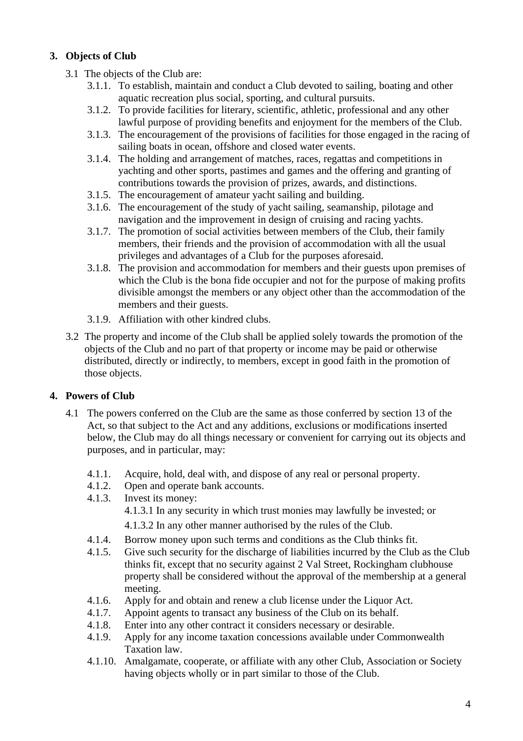## 3. Objects of Club

3.1 The objects of the Club are:

- 3.1.1. To establish, maintain and conduct a Club devoted to sailing, boating and other aquatic recreation plus social, sporting, and cultural pursuits.
- 3.1.2. To provide facilities for literary, scientific, athletic, professional and any other lawful purpose of providing benefits and enjoyment for the members of the Club.
- 3.1.3. The encouragement of the provisions of facilities for those engaged in the racing of sailing boats in ocean, offshore and closed water events.
- 3.1.4. The holding and arrangement of matches, races, regattas and competitions in yachting and other sports, pastimes and games and the offering and granting of contributions towards the provision of prizes, awards, and distinctions.
- 3.1.5. The encouragement of amateur yacht sailing and building.
- 3.1.6. The encouragement of the study of yacht sailing, seamanship, pilotage and navigation and the improvement in design of cruising and racing yachts.
- 3.1.7. The promotion of social activities between members of the Club, their family members, their friends and the provision of accommodation with all the usual privileges and advantages of a Club for the purposes aforesaid.
- 3.1.8. The provision and accommodation for members and their guests upon premises of which the Club is the bona fide occupier and not for the purpose of making profits divisible amongst the members or any object other than the accommodation of the members and their guests.
- 3.1.9. Affiliation with other kindred clubs.

3.2 The property and income of the Club shall be applied solely towards the promotion of the objects of the Club and no part of that property or income may be paid or otherwise distributed, directly or indirectly, to members, except in good faith in the promotion of those objects.

## 4. Powers of Club

4.1 The powers conferred on the Club are the same as those conferred by section 13 of the Act, so that subject to the Act and any additions, exclusions or modifications inserted below, the Club may do all things necessary or convenient for carrying out its objects and purposes, and in particular, may:

- 4.1.1. Acquire, hold, deal with, and dispose of any real or personal property.
- 4.1.2. Open and operate bank accounts.
- 4.1.3. Invest its money:
  - 4.1.3.1 In any security in which trust monies may lawfully be invested; or
  - 4.1.3.2 In any other manner authorised by the rules of the Club.
- 4.1.4. Borrow money upon such terms and conditions as the Club thinks fit.
- 4.1.5. Give such security for the discharge of liabilities incurred by the Club as the Club thinks fit, except that no security against 2 Val Street, Rockingham clubhouse property shall be considered without the approval of the membership at a general meeting.
- 4.1.6. Apply for and obtain and renew a club license under the Liquor Act.
- 4.1.7. Appoint agents to transact any business of the Club on its behalf.
- 4.1.8. Enter into any other contract it considers necessary or desirable.
- 4.1.9. Apply for any income taxation concessions available under Commonwealth Taxation law.
- 4.1.10. Amalgamate, cooperate, or affiliate with any other Club, Association or Society having objects wholly or in part similar to those of the Club.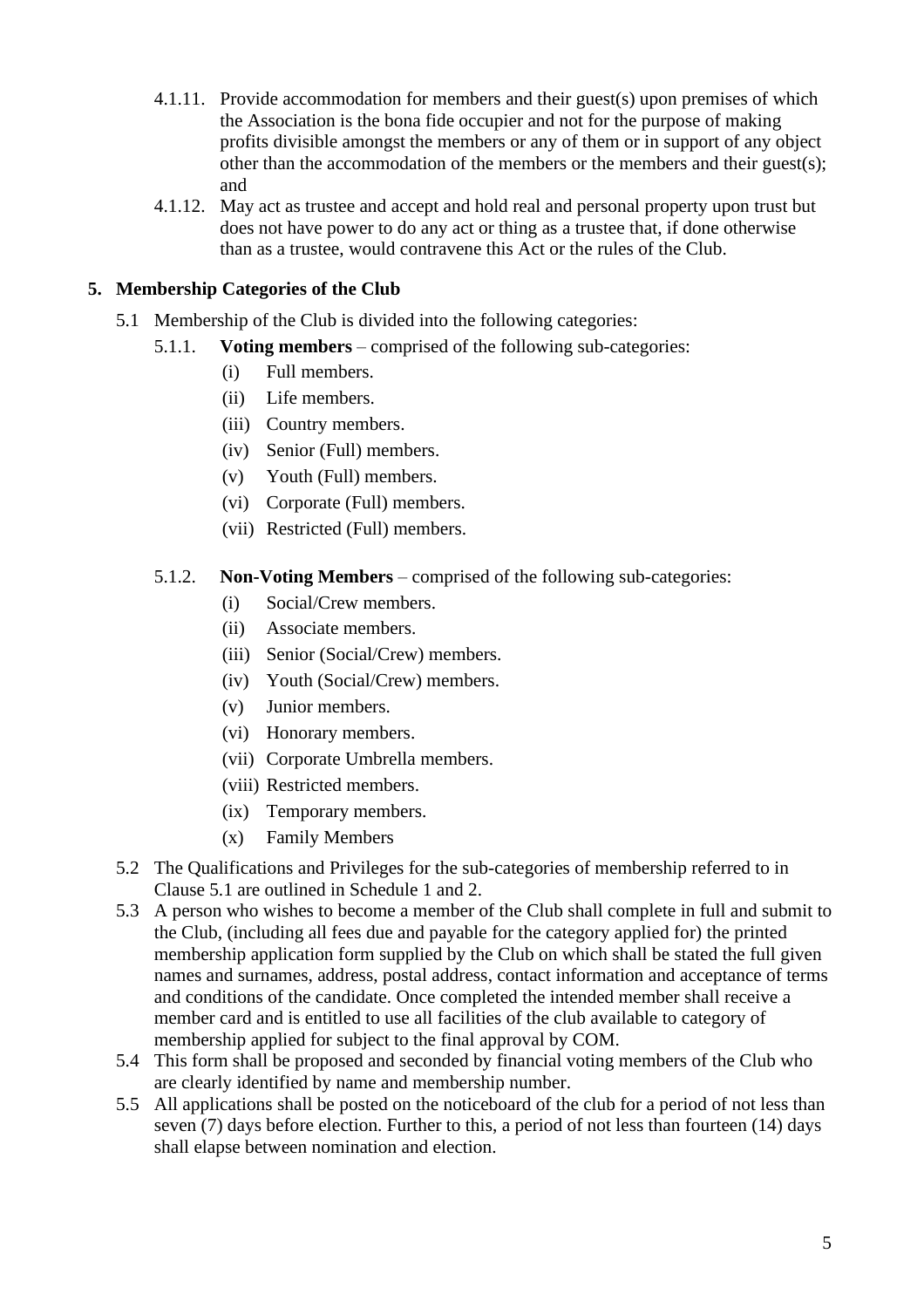4.1.11. Provide accommodation for members and their guest(s) upon premises of which the Association is the bona fide occupier and not for the purpose of making profits divisible amongst the members or any of them or in support of any object other than the accommodation of the members or the members and their guest(s); and

4.1.12. May act as trustee and accept and hold real and personal property upon trust but does not have power to do any act or thing as a trustee that, if done otherwise than as a trustee, would contravene this Act or the rules of the Club.

## 5. Membership Categories of the Club

5.1 Membership of the Club is divided into the following categories:

5.1.1. **Voting members** – comprised of the following sub-categories:

- (i) Full members.
- (ii) Life members.
- (iii) Country members.
- (iv) Senior (Full) members.
- (v) Youth (Full) members.
- (vi) Corporate (Full) members.
- (vii) Restricted (Full) members.

5.1.2. **Non-Voting Members** – comprised of the following sub-categories:

- (i) Social/Crew members.
- (ii) Associate members.
- (iii) Senior (Social/Crew) members.
- (iv) Youth (Social/Crew) members.
- (v) Junior members.
- (vi) Honorary members.
- (vii) Corporate Umbrella members.
- (viii) Restricted members.
- (ix) Temporary members.
- (x) Family Members

5.2 The Qualifications and Privileges for the sub-categories of membership referred to in Clause 5.1 are outlined in Schedule 1 and 2.

5.3 A person who wishes to become a member of the Club shall complete in full and submit to the Club, (including all fees due and payable for the category applied for) the printed membership application form supplied by the Club on which shall be stated the full given names and surnames, address, postal address, contact information and acceptance of terms and conditions of the candidate. Once completed the intended member shall receive a member card and is entitled to use all facilities of the club available to category of membership applied for subject to the final approval by COM.

5.4 This form shall be proposed and seconded by financial voting members of the Club who are clearly identified by name and membership number.

5.5 All applications shall be posted on the noticeboard of the club for a period of not less than seven (7) days before election. Further to this, a period of not less than fourteen (14) days shall elapse between nomination and election.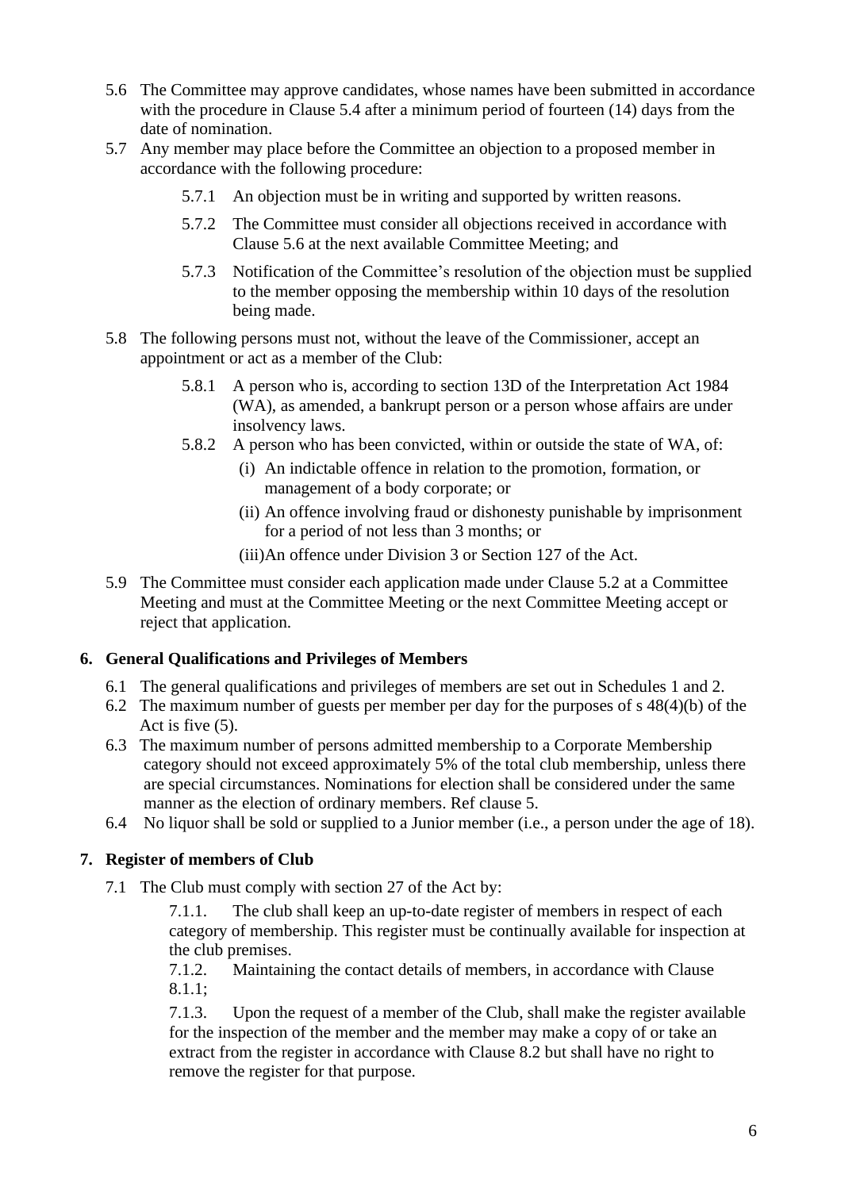5.6 The Committee may approve candidates, whose names have been submitted in accordance with the procedure in Clause 5.4 after a minimum period of fourteen (14) days from the date of nomination.

5.7 Any member may place before the Committee an objection to a proposed member in accordance with the following procedure:

  5.7.1 An objection must be in writing and supported by written reasons.

  5.7.2 The Committee must consider all objections received in accordance with Clause 5.6 at the next available Committee Meeting; and

  5.7.3 Notification of the Committee's resolution of the objection must be supplied to the member opposing the membership within 10 days of the resolution being made.

5.8 The following persons must not, without the leave of the Commissioner, accept an appointment or act as a member of the Club:

  5.8.1 A person who is, according to section 13D of the Interpretation Act 1984 (WA), as amended, a bankrupt person or a person whose affairs are under insolvency laws.

  5.8.2 A person who has been convicted, within or outside the state of WA, of:

   (i) An indictable offence in relation to the promotion, formation, or management of a body corporate; or

   (ii) An offence involving fraud or dishonesty punishable by imprisonment for a period of not less than 3 months; or

   (iii) An offence under Division 3 or Section 127 of the Act.

5.9 The Committee must consider each application made under Clause 5.2 at a Committee Meeting and must at the Committee Meeting or the next Committee Meeting accept or reject that application.

## 6. General Qualifications and Privileges of Members

6.1 The general qualifications and privileges of members are set out in Schedules 1 and 2.

6.2 The maximum number of guests per member per day for the purposes of s 48(4)(b) of the Act is five (5).

6.3 The maximum number of persons admitted membership to a Corporate Membership category should not exceed approximately 5% of the total club membership, unless there are special circumstances. Nominations for election shall be considered under the same manner as the election of ordinary members. Ref clause 5.

6.4 No liquor shall be sold or supplied to a Junior member (i.e., a person under the age of 18).

## 7. Register of members of Club

7.1 The Club must comply with section 27 of the Act by:

  7.1.1. The club shall keep an up-to-date register of members in respect of each category of membership. This register must be continually available for inspection at the club premises.

  7.1.2. Maintaining the contact details of members, in accordance with Clause 8.1.1;

  7.1.3. Upon the request of a member of the Club, shall make the register available for the inspection of the member and the member may make a copy of or take an extract from the register in accordance with Clause 8.2 but shall have no right to remove the register for that purpose.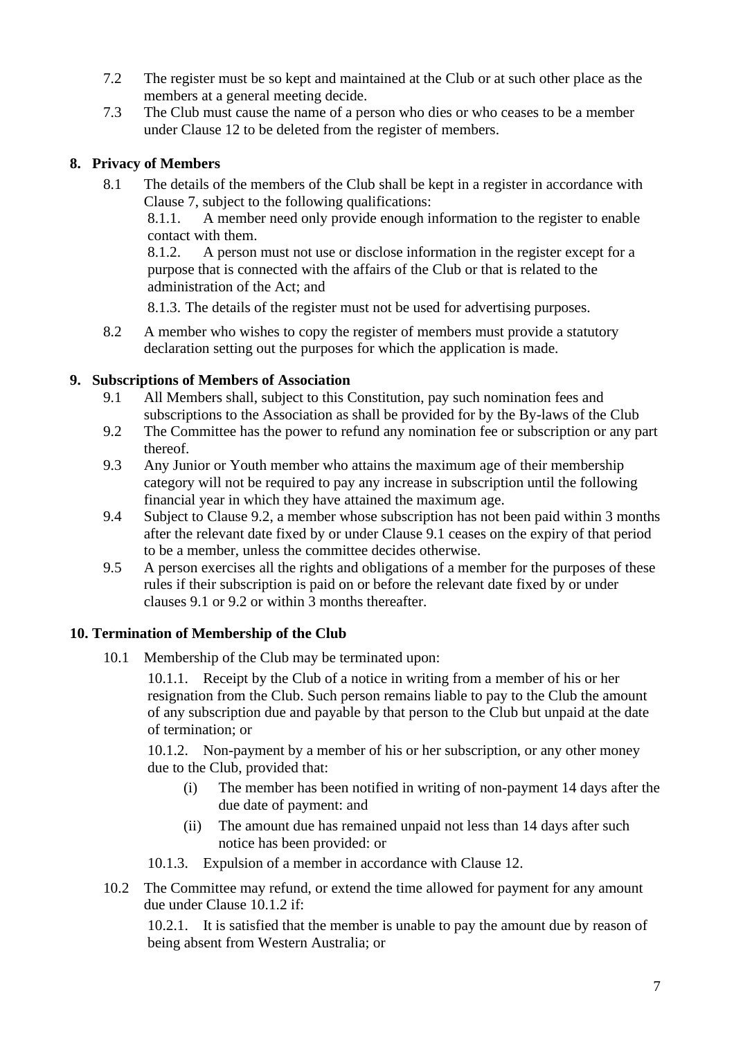7.2 The register must be so kept and maintained at the Club or at such other place as the members at a general meeting decide.

7.3 The Club must cause the name of a person who dies or who ceases to be a member under Clause 12 to be deleted from the register of members.

## 8. Privacy of Members

8.1 The details of the members of the Club shall be kept in a register in accordance with Clause 7, subject to the following qualifications:

8.1.1. A member need only provide enough information to the register to enable contact with them.

8.1.2. A person must not use or disclose information in the register except for a purpose that is connected with the affairs of the Club or that is related to the administration of the Act; and

8.1.3. The details of the register must not be used for advertising purposes.

8.2 A member who wishes to copy the register of members must provide a statutory declaration setting out the purposes for which the application is made.

## 9. Subscriptions of Members of Association

9.1 All Members shall, subject to this Constitution, pay such nomination fees and subscriptions to the Association as shall be provided for by the By-laws of the Club

9.2 The Committee has the power to refund any nomination fee or subscription or any part thereof.

9.3 Any Junior or Youth member who attains the maximum age of their membership category will not be required to pay any increase in subscription until the following financial year in which they have attained the maximum age.

9.4 Subject to Clause 9.2, a member whose subscription has not been paid within 3 months after the relevant date fixed by or under Clause 9.1 ceases on the expiry of that period to be a member, unless the committee decides otherwise.

9.5 A person exercises all the rights and obligations of a member for the purposes of these rules if their subscription is paid on or before the relevant date fixed by or under clauses 9.1 or 9.2 or within 3 months thereafter.

## 10. Termination of Membership of the Club

10.1 Membership of the Club may be terminated upon:

10.1.1. Receipt by the Club of a notice in writing from a member of his or her resignation from the Club. Such person remains liable to pay to the Club the amount of any subscription due and payable by that person to the Club but unpaid at the date of termination; or

10.1.2. Non-payment by a member of his or her subscription, or any other money due to the Club, provided that:

(i) The member has been notified in writing of non-payment 14 days after the due date of payment: and

(ii) The amount due has remained unpaid not less than 14 days after such notice has been provided: or

10.1.3. Expulsion of a member in accordance with Clause 12.

10.2 The Committee may refund, or extend the time allowed for payment for any amount due under Clause 10.1.2 if:

10.2.1. It is satisfied that the member is unable to pay the amount due by reason of being absent from Western Australia; or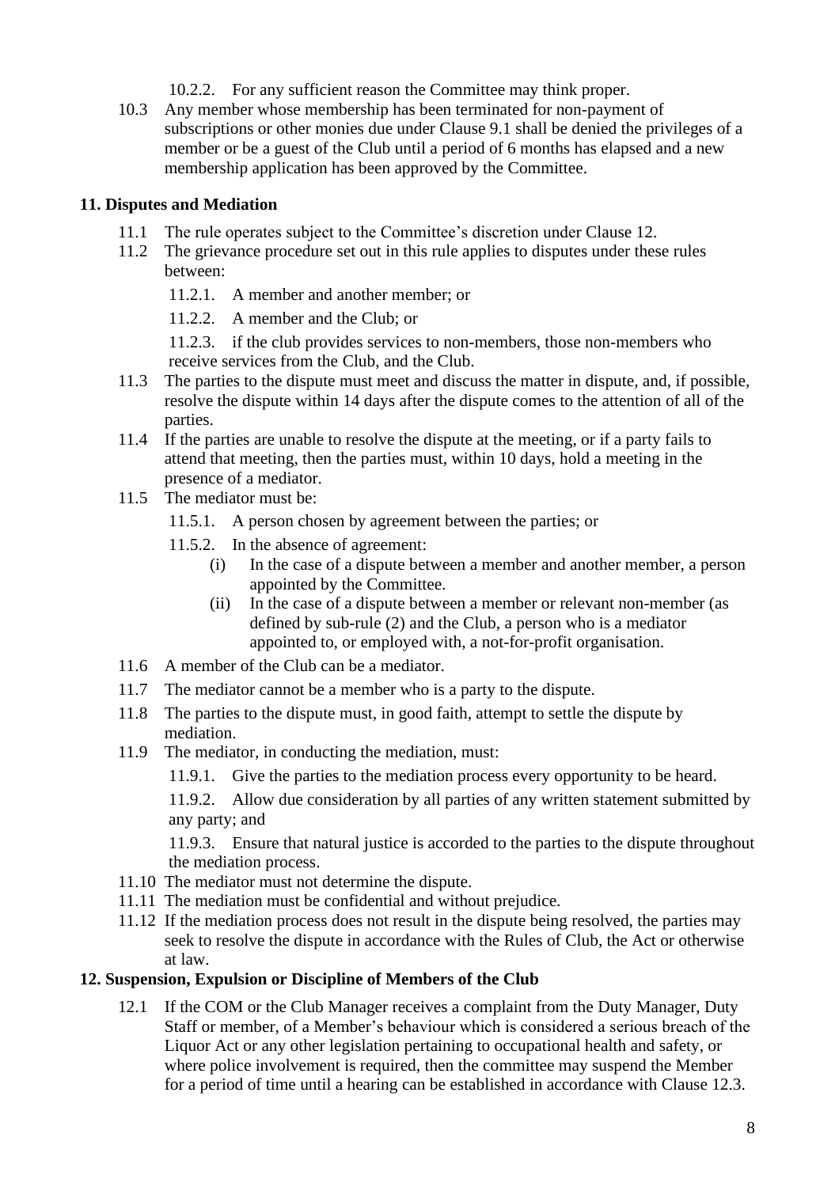10.2.2. For any sufficient reason the Committee may think proper.

10.3 Any member whose membership has been terminated for non-payment of subscriptions or other monies due under Clause 9.1 shall be denied the privileges of a member or be a guest of the Club until a period of 6 months has elapsed and a new membership application has been approved by the Committee.

### 11. Disputes and Mediation

11.1 The rule operates subject to the Committee's discretion under Clause 12.

11.2 The grievance procedure set out in this rule applies to disputes under these rules between:

11.2.1. A member and another member; or

11.2.2. A member and the Club; or

11.2.3. if the club provides services to non-members, those non-members who receive services from the Club, and the Club.

11.3 The parties to the dispute must meet and discuss the matter in dispute, and, if possible, resolve the dispute within 14 days after the dispute comes to the attention of all of the parties.

11.4 If the parties are unable to resolve the dispute at the meeting, or if a party fails to attend that meeting, then the parties must, within 10 days, hold a meeting in the presence of a mediator.

11.5 The mediator must be:

11.5.1. A person chosen by agreement between the parties; or

11.5.2. In the absence of agreement:

(i) In the case of a dispute between a member and another member, a person appointed by the Committee.

(ii) In the case of a dispute between a member or relevant non-member (as defined by sub-rule (2) and the Club, a person who is a mediator appointed to, or employed with, a not-for-profit organisation.

11.6 A member of the Club can be a mediator.

11.7 The mediator cannot be a member who is a party to the dispute.

11.8 The parties to the dispute must, in good faith, attempt to settle the dispute by mediation.

11.9 The mediator, in conducting the mediation, must:

11.9.1. Give the parties to the mediation process every opportunity to be heard.

11.9.2. Allow due consideration by all parties of any written statement submitted by any party; and

11.9.3. Ensure that natural justice is accorded to the parties to the dispute throughout the mediation process.

11.10 The mediator must not determine the dispute.

11.11 The mediation must be confidential and without prejudice.

11.12 If the mediation process does not result in the dispute being resolved, the parties may seek to resolve the dispute in accordance with the Rules of Club, the Act or otherwise at law.

### 12. Suspension, Expulsion or Discipline of Members of the Club

12.1 If the COM or the Club Manager receives a complaint from the Duty Manager, Duty Staff or member, of a Member's behaviour which is considered a serious breach of the Liquor Act or any other legislation pertaining to occupational health and safety, or where police involvement is required, then the committee may suspend the Member for a period of time until a hearing can be established in accordance with Clause 12.3.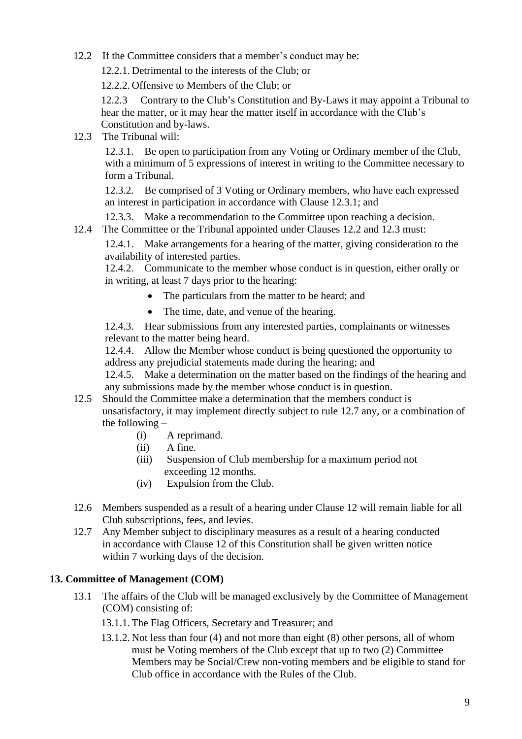12.2 If the Committee considers that a member's conduct may be:

12.2.1. Detrimental to the interests of the Club; or

12.2.2. Offensive to Members of the Club; or

12.2.3 Contrary to the Club's Constitution and By-Laws it may appoint a Tribunal to hear the matter, or it may hear the matter itself in accordance with the Club's Constitution and by-laws.

12.3 The Tribunal will:

12.3.1. Be open to participation from any Voting or Ordinary member of the Club, with a minimum of 5 expressions of interest in writing to the Committee necessary to form a Tribunal.

12.3.2. Be comprised of 3 Voting or Ordinary members, who have each expressed an interest in participation in accordance with Clause 12.3.1; and

12.3.3. Make a recommendation to the Committee upon reaching a decision.

12.4 The Committee or the Tribunal appointed under Clauses 12.2 and 12.3 must:

12.4.1. Make arrangements for a hearing of the matter, giving consideration to the availability of interested parties.

12.4.2. Communicate to the member whose conduct is in question, either orally or in writing, at least 7 days prior to the hearing:

- The particulars from the matter to be heard; and
- The time, date, and venue of the hearing.

12.4.3. Hear submissions from any interested parties, complainants or witnesses relevant to the matter being heard.

12.4.4. Allow the Member whose conduct is being questioned the opportunity to address any prejudicial statements made during the hearing; and

12.4.5. Make a determination on the matter based on the findings of the hearing and any submissions made by the member whose conduct is in question.

12.5 Should the Committee make a determination that the members conduct is unsatisfactory, it may implement directly subject to rule 12.7 any, or a combination of the following –

(i) A reprimand.
(ii) A fine.
(iii) Suspension of Club membership for a maximum period not exceeding 12 months.
(iv) Expulsion from the Club.

12.6 Members suspended as a result of a hearing under Clause 12 will remain liable for all Club subscriptions, fees, and levies.

12.7 Any Member subject to disciplinary measures as a result of a hearing conducted in accordance with Clause 12 of this Constitution shall be given written notice within 7 working days of the decision.

## 13. Committee of Management (COM)

13.1 The affairs of the Club will be managed exclusively by the Committee of Management (COM) consisting of:

13.1.1. The Flag Officers, Secretary and Treasurer; and

13.1.2. Not less than four (4) and not more than eight (8) other persons, all of whom must be Voting members of the Club except that up to two (2) Committee Members may be Social/Crew non-voting members and be eligible to stand for Club office in accordance with the Rules of the Club.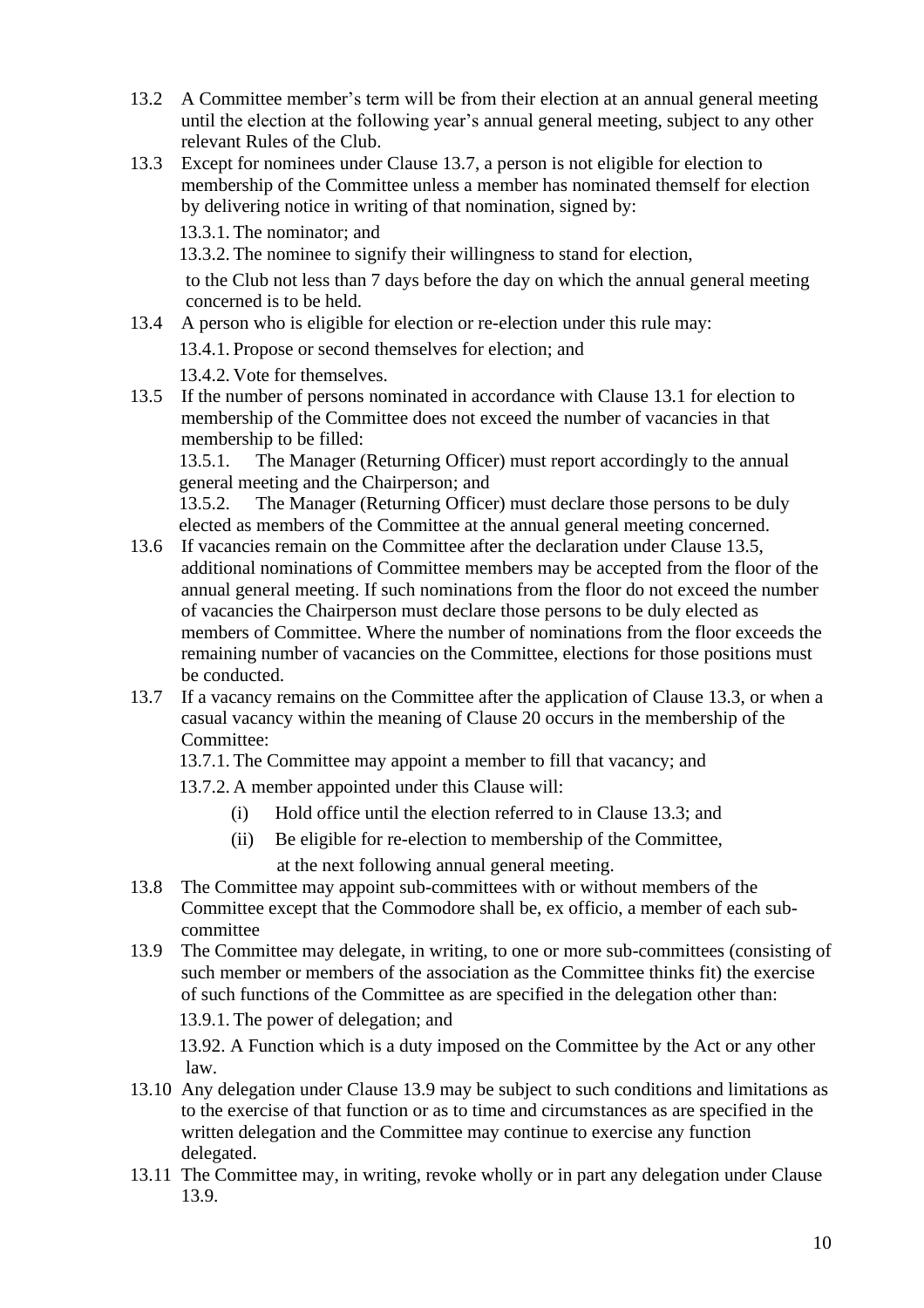13.2 A Committee member's term will be from their election at an annual general meeting until the election at the following year's annual general meeting, subject to any other relevant Rules of the Club.

13.3 Except for nominees under Clause 13.7, a person is not eligible for election to membership of the Committee unless a member has nominated themself for election by delivering notice in writing of that nomination, signed by:

13.3.1. The nominator; and

13.3.2. The nominee to signify their willingness to stand for election,

to the Club not less than 7 days before the day on which the annual general meeting concerned is to be held.

13.4 A person who is eligible for election or re-election under this rule may:

13.4.1. Propose or second themselves for election; and

13.4.2. Vote for themselves.

13.5 If the number of persons nominated in accordance with Clause 13.1 for election to membership of the Committee does not exceed the number of vacancies in that membership to be filled:

13.5.1. The Manager (Returning Officer) must report accordingly to the annual general meeting and the Chairperson; and

13.5.2. The Manager (Returning Officer) must declare those persons to be duly elected as members of the Committee at the annual general meeting concerned.

13.6 If vacancies remain on the Committee after the declaration under Clause 13.5, additional nominations of Committee members may be accepted from the floor of the annual general meeting. If such nominations from the floor do not exceed the number of vacancies the Chairperson must declare those persons to be duly elected as members of Committee. Where the number of nominations from the floor exceeds the remaining number of vacancies on the Committee, elections for those positions must be conducted.

13.7 If a vacancy remains on the Committee after the application of Clause 13.3, or when a casual vacancy within the meaning of Clause 20 occurs in the membership of the Committee:

13.7.1. The Committee may appoint a member to fill that vacancy; and

13.7.2. A member appointed under this Clause will:

(i) Hold office until the election referred to in Clause 13.3; and

(ii) Be eligible for re-election to membership of the Committee,

at the next following annual general meeting.

13.8 The Committee may appoint sub-committees with or without members of the Committee except that the Commodore shall be, ex officio, a member of each sub-committee

13.9 The Committee may delegate, in writing, to one or more sub-committees (consisting of such member or members of the association as the Committee thinks fit) the exercise of such functions of the Committee as are specified in the delegation other than:

13.9.1. The power of delegation; and

13.92. A Function which is a duty imposed on the Committee by the Act or any other law.

13.10 Any delegation under Clause 13.9 may be subject to such conditions and limitations as to the exercise of that function or as to time and circumstances as are specified in the written delegation and the Committee may continue to exercise any function delegated.

13.11 The Committee may, in writing, revoke wholly or in part any delegation under Clause 13.9.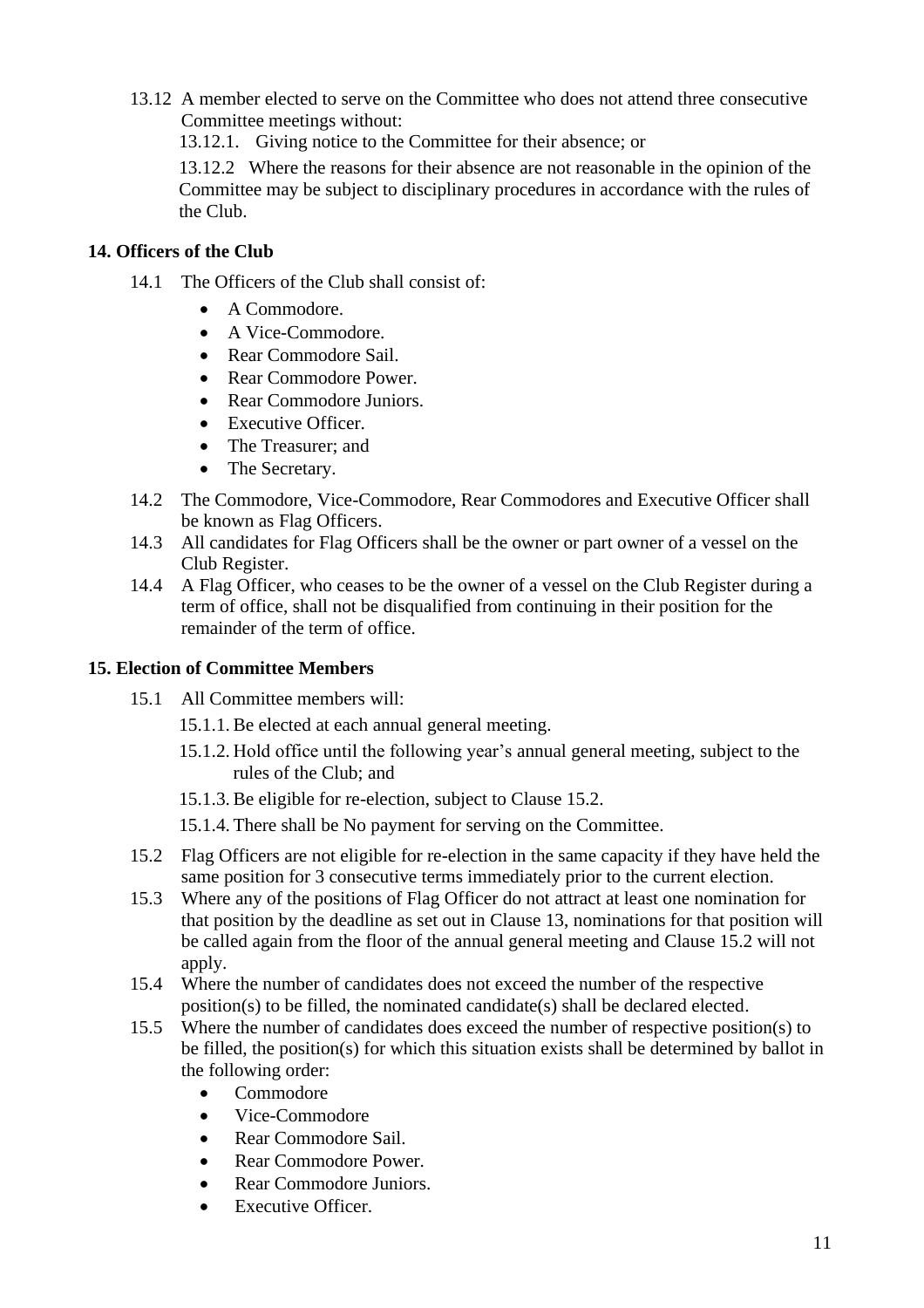13.12 A member elected to serve on the Committee who does not attend three consecutive Committee meetings without:

13.12.1. Giving notice to the Committee for their absence; or

13.12.2 Where the reasons for their absence are not reasonable in the opinion of the Committee may be subject to disciplinary procedures in accordance with the rules of the Club.

**14. Officers of the Club**

14.1 The Officers of the Club shall consist of:

- A Commodore.
- A Vice-Commodore.
- Rear Commodore Sail.
- Rear Commodore Power.
- Rear Commodore Juniors.
- Executive Officer.
- The Treasurer; and
- The Secretary.

14.2 The Commodore, Vice-Commodore, Rear Commodores and Executive Officer shall be known as Flag Officers.

14.3 All candidates for Flag Officers shall be the owner or part owner of a vessel on the Club Register.

14.4 A Flag Officer, who ceases to be the owner of a vessel on the Club Register during a term of office, shall not be disqualified from continuing in their position for the remainder of the term of office.

**15. Election of Committee Members**

15.1 All Committee members will:

15.1.1. Be elected at each annual general meeting.

15.1.2. Hold office until the following year's annual general meeting, subject to the rules of the Club; and

15.1.3. Be eligible for re-election, subject to Clause 15.2.

15.1.4. There shall be No payment for serving on the Committee.

15.2 Flag Officers are not eligible for re-election in the same capacity if they have held the same position for 3 consecutive terms immediately prior to the current election.

15.3 Where any of the positions of Flag Officer do not attract at least one nomination for that position by the deadline as set out in Clause 13, nominations for that position will be called again from the floor of the annual general meeting and Clause 15.2 will not apply.

15.4 Where the number of candidates does not exceed the number of the respective position(s) to be filled, the nominated candidate(s) shall be declared elected.

15.5 Where the number of candidates does exceed the number of respective position(s) to be filled, the position(s) for which this situation exists shall be determined by ballot in the following order:

- Commodore
- Vice-Commodore
- Rear Commodore Sail.
- Rear Commodore Power.
- Rear Commodore Juniors.
- Executive Officer.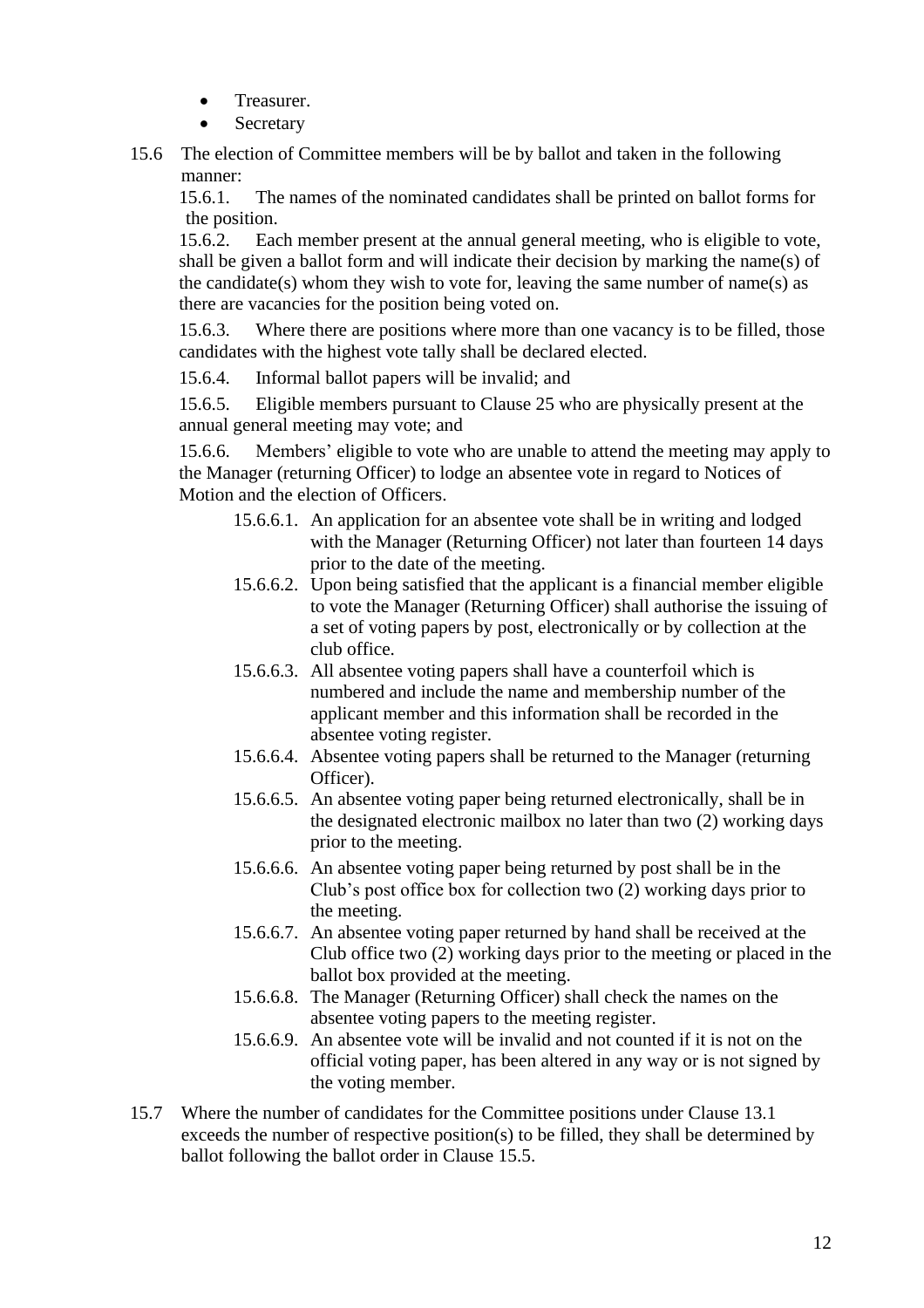- Treasurer.
- Secretary

15.6 The election of Committee members will be by ballot and taken in the following manner:

15.6.1. The names of the nominated candidates shall be printed on ballot forms for the position.

15.6.2. Each member present at the annual general meeting, who is eligible to vote, shall be given a ballot form and will indicate their decision by marking the name(s) of the candidate(s) whom they wish to vote for, leaving the same number of name(s) as there are vacancies for the position being voted on.

15.6.3. Where there are positions where more than one vacancy is to be filled, those candidates with the highest vote tally shall be declared elected.

15.6.4. Informal ballot papers will be invalid; and

15.6.5. Eligible members pursuant to Clause 25 who are physically present at the annual general meeting may vote; and

15.6.6. Members' eligible to vote who are unable to attend the meeting may apply to the Manager (returning Officer) to lodge an absentee vote in regard to Notices of Motion and the election of Officers.

- 15.6.6.1. An application for an absentee vote shall be in writing and lodged with the Manager (Returning Officer) not later than fourteen 14 days prior to the date of the meeting.
- 15.6.6.2. Upon being satisfied that the applicant is a financial member eligible to vote the Manager (Returning Officer) shall authorise the issuing of a set of voting papers by post, electronically or by collection at the club office.
- 15.6.6.3. All absentee voting papers shall have a counterfoil which is numbered and include the name and membership number of the applicant member and this information shall be recorded in the absentee voting register.
- 15.6.6.4. Absentee voting papers shall be returned to the Manager (returning Officer).
- 15.6.6.5. An absentee voting paper being returned electronically, shall be in the designated electronic mailbox no later than two (2) working days prior to the meeting.
- 15.6.6.6. An absentee voting paper being returned by post shall be in the Club's post office box for collection two (2) working days prior to the meeting.
- 15.6.6.7. An absentee voting paper returned by hand shall be received at the Club office two (2) working days prior to the meeting or placed in the ballot box provided at the meeting.
- 15.6.6.8. The Manager (Returning Officer) shall check the names on the absentee voting papers to the meeting register.
- 15.6.6.9. An absentee vote will be invalid and not counted if it is not on the official voting paper, has been altered in any way or is not signed by the voting member.

15.7 Where the number of candidates for the Committee positions under Clause 13.1 exceeds the number of respective position(s) to be filled, they shall be determined by ballot following the ballot order in Clause 15.5.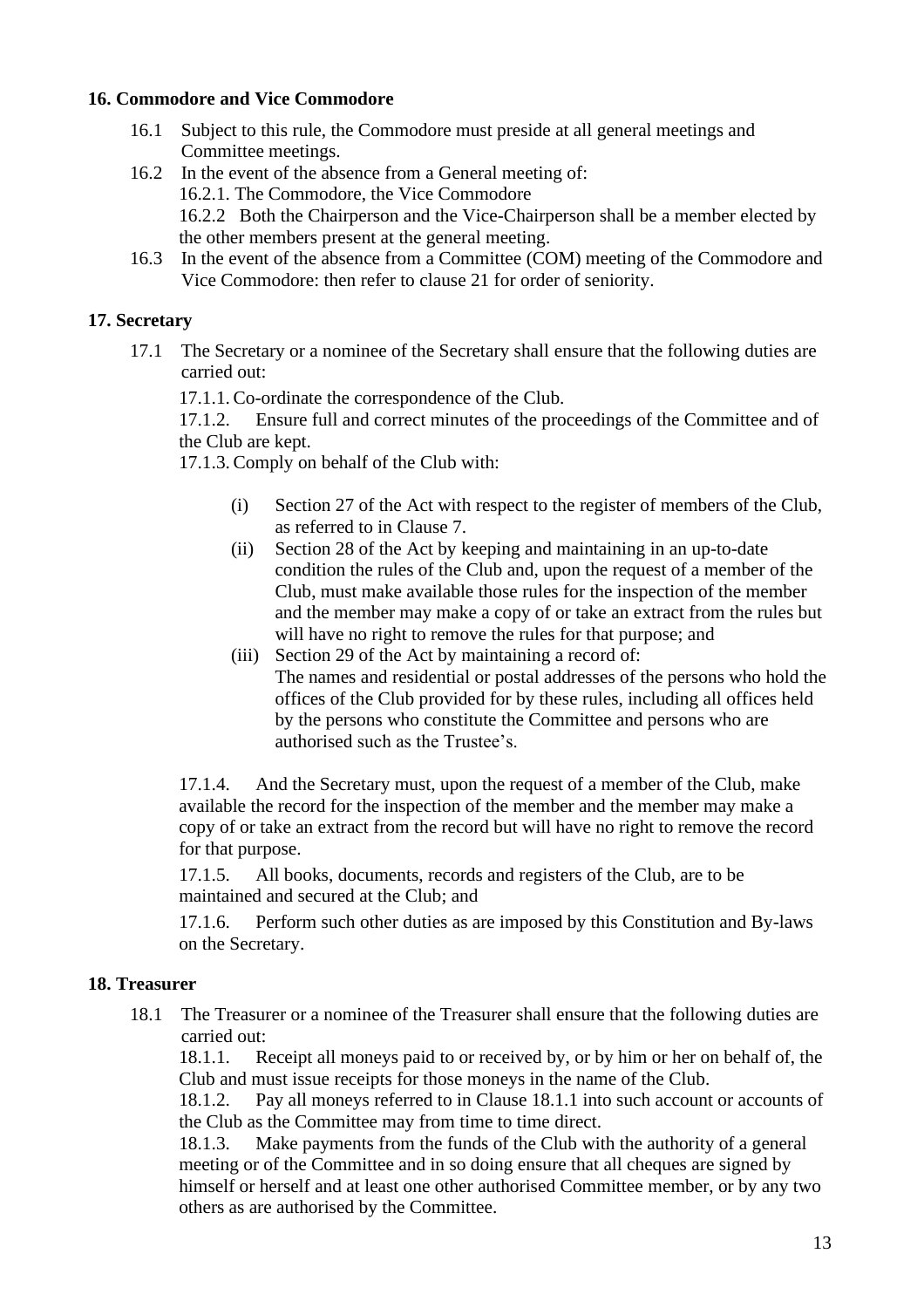**16. Commodore and Vice Commodore**

16.1 Subject to this rule, the Commodore must preside at all general meetings and Committee meetings.

16.2 In the event of the absence from a General meeting of:

16.2.1. The Commodore, the Vice Commodore

16.2.2 Both the Chairperson and the Vice-Chairperson shall be a member elected by the other members present at the general meeting.

16.3 In the event of the absence from a Committee (COM) meeting of the Commodore and Vice Commodore: then refer to clause 21 for order of seniority.

**17. Secretary**

17.1 The Secretary or a nominee of the Secretary shall ensure that the following duties are carried out:

17.1.1. Co-ordinate the correspondence of the Club.

17.1.2. Ensure full and correct minutes of the proceedings of the Committee and of the Club are kept.

17.1.3. Comply on behalf of the Club with:

(i) Section 27 of the Act with respect to the register of members of the Club, as referred to in Clause 7.

(ii) Section 28 of the Act by keeping and maintaining in an up-to-date condition the rules of the Club and, upon the request of a member of the Club, must make available those rules for the inspection of the member and the member may make a copy of or take an extract from the rules but will have no right to remove the rules for that purpose; and

(iii) Section 29 of the Act by maintaining a record of: The names and residential or postal addresses of the persons who hold the offices of the Club provided for by these rules, including all offices held by the persons who constitute the Committee and persons who are authorised such as the Trustee's.

17.1.4. And the Secretary must, upon the request of a member of the Club, make available the record for the inspection of the member and the member may make a copy of or take an extract from the record but will have no right to remove the record for that purpose.

17.1.5. All books, documents, records and registers of the Club, are to be maintained and secured at the Club; and

17.1.6. Perform such other duties as are imposed by this Constitution and By-laws on the Secretary.

**18. Treasurer**

18.1 The Treasurer or a nominee of the Treasurer shall ensure that the following duties are carried out:

18.1.1. Receipt all moneys paid to or received by, or by him or her on behalf of, the Club and must issue receipts for those moneys in the name of the Club.

18.1.2. Pay all moneys referred to in Clause 18.1.1 into such account or accounts of the Club as the Committee may from time to time direct.

18.1.3. Make payments from the funds of the Club with the authority of a general meeting or of the Committee and in so doing ensure that all cheques are signed by himself or herself and at least one other authorised Committee member, or by any two others as are authorised by the Committee.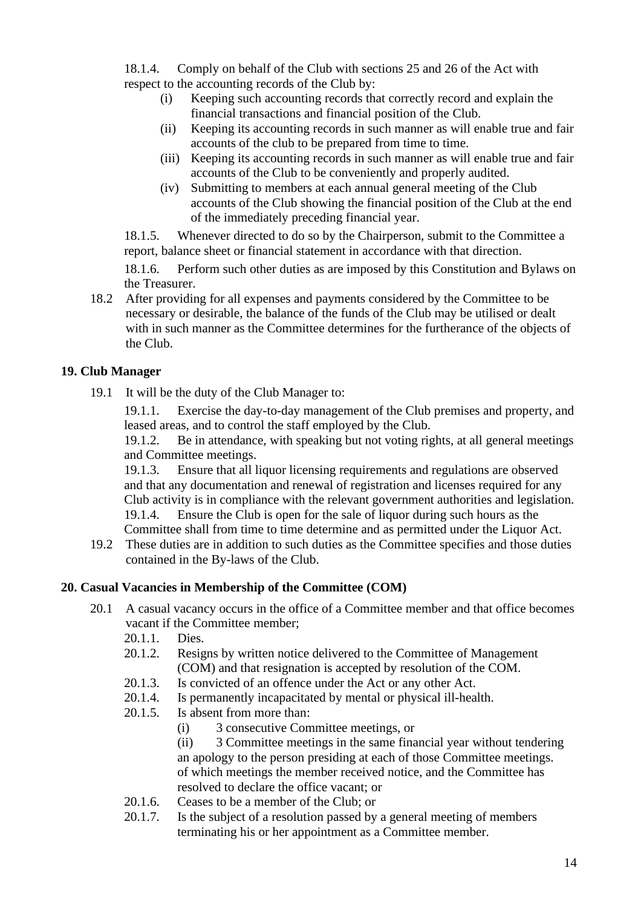18.1.4. Comply on behalf of the Club with sections 25 and 26 of the Act with respect to the accounting records of the Club by:

- (i) Keeping such accounting records that correctly record and explain the financial transactions and financial position of the Club.
- (ii) Keeping its accounting records in such manner as will enable true and fair accounts of the club to be prepared from time to time.
- (iii) Keeping its accounting records in such manner as will enable true and fair accounts of the Club to be conveniently and properly audited.
- (iv) Submitting to members at each annual general meeting of the Club accounts of the Club showing the financial position of the Club at the end of the immediately preceding financial year.

18.1.5. Whenever directed to do so by the Chairperson, submit to the Committee a report, balance sheet or financial statement in accordance with that direction.

18.1.6. Perform such other duties as are imposed by this Constitution and Bylaws on the Treasurer.

18.2 After providing for all expenses and payments considered by the Committee to be necessary or desirable, the balance of the funds of the Club may be utilised or dealt with in such manner as the Committee determines for the furtherance of the objects of the Club.

## 19. Club Manager

19.1 It will be the duty of the Club Manager to:

19.1.1. Exercise the day-to-day management of the Club premises and property, and leased areas, and to control the staff employed by the Club.

19.1.2. Be in attendance, with speaking but not voting rights, at all general meetings and Committee meetings.

19.1.3. Ensure that all liquor licensing requirements and regulations are observed and that any documentation and renewal of registration and licenses required for any Club activity is in compliance with the relevant government authorities and legislation.

19.1.4. Ensure the Club is open for the sale of liquor during such hours as the Committee shall from time to time determine and as permitted under the Liquor Act.

19.2 These duties are in addition to such duties as the Committee specifies and those duties contained in the By-laws of the Club.

## 20. Casual Vacancies in Membership of the Committee (COM)

20.1 A casual vacancy occurs in the office of a Committee member and that office becomes vacant if the Committee member;

20.1.1. Dies.

20.1.2. Resigns by written notice delivered to the Committee of Management (COM) and that resignation is accepted by resolution of the COM.

20.1.3. Is convicted of an offence under the Act or any other Act.

20.1.4. Is permanently incapacitated by mental or physical ill-health.

20.1.5. Is absent from more than:

- (i) 3 consecutive Committee meetings, or
- (ii) 3 Committee meetings in the same financial year without tendering an apology to the person presiding at each of those Committee meetings.

of which meetings the member received notice, and the Committee has resolved to declare the office vacant; or

20.1.6. Ceases to be a member of the Club; or

20.1.7. Is the subject of a resolution passed by a general meeting of members terminating his or her appointment as a Committee member.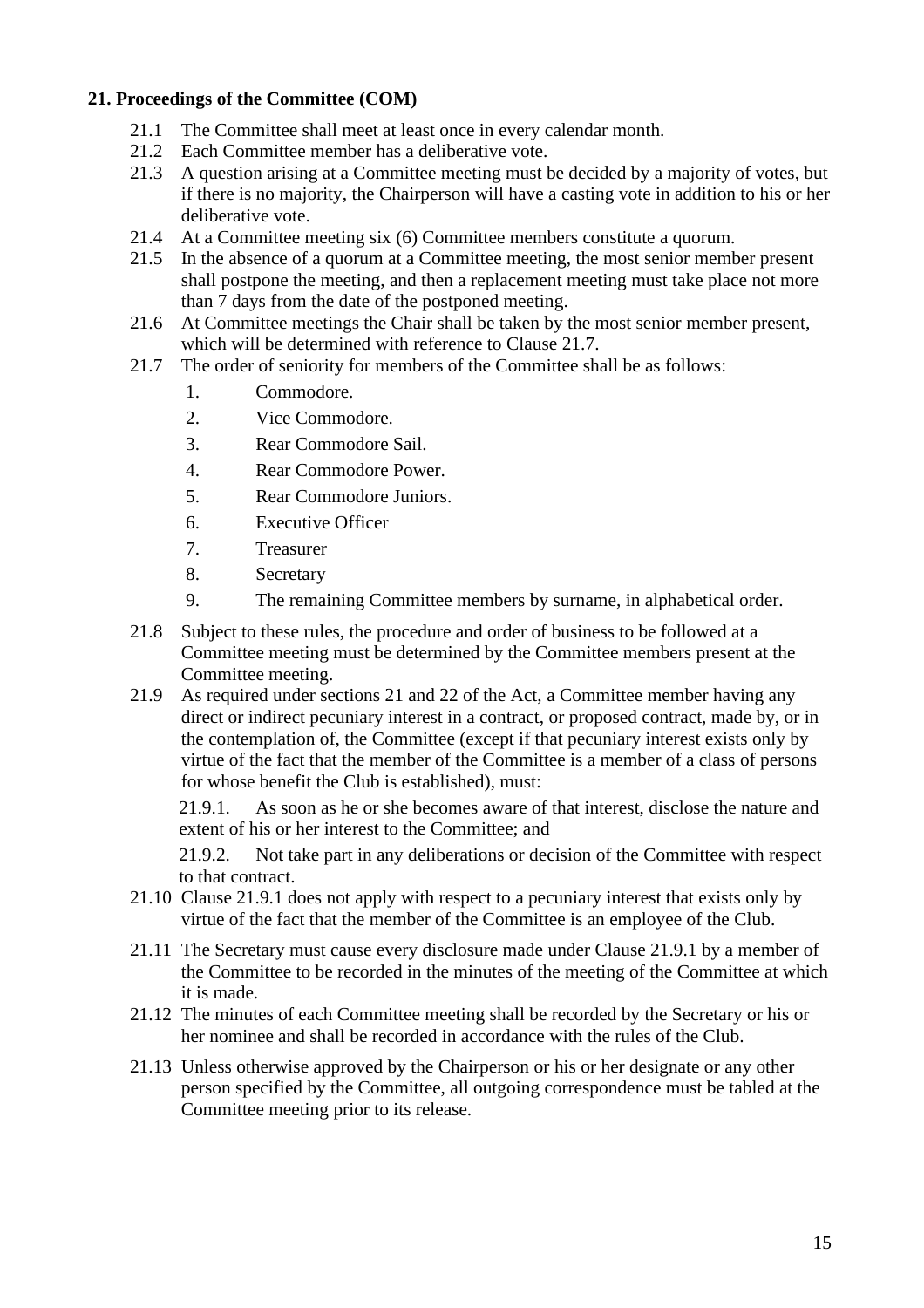**21. Proceedings of the Committee (COM)**

21.1 The Committee shall meet at least once in every calendar month.

21.2 Each Committee member has a deliberative vote.

21.3 A question arising at a Committee meeting must be decided by a majority of votes, but if there is no majority, the Chairperson will have a casting vote in addition to his or her deliberative vote.

21.4 At a Committee meeting six (6) Committee members constitute a quorum.

21.5 In the absence of a quorum at a Committee meeting, the most senior member present shall postpone the meeting, and then a replacement meeting must take place not more than 7 days from the date of the postponed meeting.

21.6 At Committee meetings the Chair shall be taken by the most senior member present, which will be determined with reference to Clause 21.7.

21.7 The order of seniority for members of the Committee shall be as follows:

1. Commodore.
2. Vice Commodore.
3. Rear Commodore Sail.
4. Rear Commodore Power.
5. Rear Commodore Juniors.
6. Executive Officer
7. Treasurer
8. Secretary
9. The remaining Committee members by surname, in alphabetical order.

21.8 Subject to these rules, the procedure and order of business to be followed at a Committee meeting must be determined by the Committee members present at the Committee meeting.

21.9 As required under sections 21 and 22 of the Act, a Committee member having any direct or indirect pecuniary interest in a contract, or proposed contract, made by, or in the contemplation of, the Committee (except if that pecuniary interest exists only by virtue of the fact that the member of the Committee is a member of a class of persons for whose benefit the Club is established), must:

21.9.1. As soon as he or she becomes aware of that interest, disclose the nature and extent of his or her interest to the Committee; and

21.9.2. Not take part in any deliberations or decision of the Committee with respect to that contract.

21.10 Clause 21.9.1 does not apply with respect to a pecuniary interest that exists only by virtue of the fact that the member of the Committee is an employee of the Club.

21.11 The Secretary must cause every disclosure made under Clause 21.9.1 by a member of the Committee to be recorded in the minutes of the meeting of the Committee at which it is made.

21.12 The minutes of each Committee meeting shall be recorded by the Secretary or his or her nominee and shall be recorded in accordance with the rules of the Club.

21.13 Unless otherwise approved by the Chairperson or his or her designate or any other person specified by the Committee, all outgoing correspondence must be tabled at the Committee meeting prior to its release.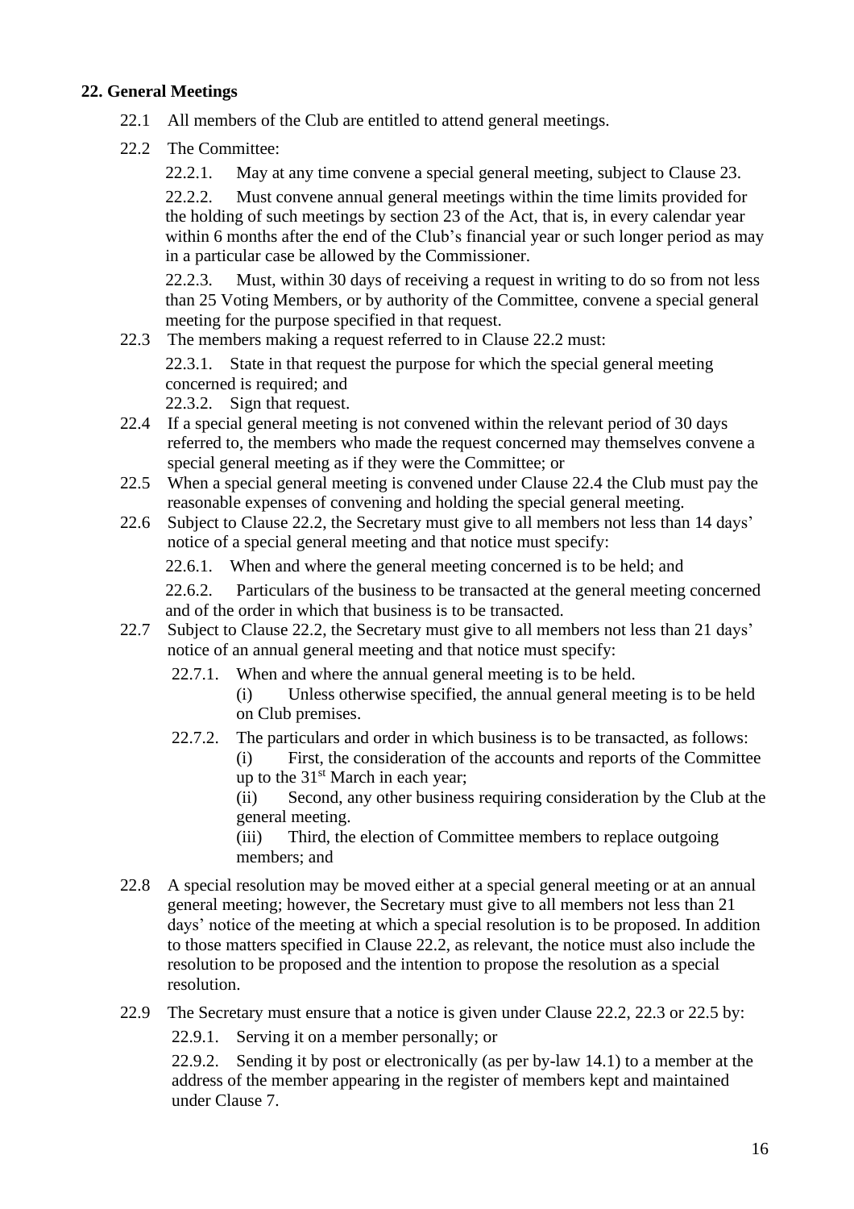**22. General Meetings**

22.1 All members of the Club are entitled to attend general meetings.

22.2 The Committee:

22.2.1. May at any time convene a special general meeting, subject to Clause 23.

22.2.2. Must convene annual general meetings within the time limits provided for the holding of such meetings by section 23 of the Act, that is, in every calendar year within 6 months after the end of the Club's financial year or such longer period as may in a particular case be allowed by the Commissioner.

22.2.3. Must, within 30 days of receiving a request in writing to do so from not less than 25 Voting Members, or by authority of the Committee, convene a special general meeting for the purpose specified in that request.

22.3 The members making a request referred to in Clause 22.2 must:

22.3.1. State in that request the purpose for which the special general meeting concerned is required; and

22.3.2. Sign that request.

22.4 If a special general meeting is not convened within the relevant period of 30 days referred to, the members who made the request concerned may themselves convene a special general meeting as if they were the Committee; or

22.5 When a special general meeting is convened under Clause 22.4 the Club must pay the reasonable expenses of convening and holding the special general meeting.

22.6 Subject to Clause 22.2, the Secretary must give to all members not less than 14 days' notice of a special general meeting and that notice must specify:

22.6.1. When and where the general meeting concerned is to be held; and

22.6.2. Particulars of the business to be transacted at the general meeting concerned and of the order in which that business is to be transacted.

22.7 Subject to Clause 22.2, the Secretary must give to all members not less than 21 days' notice of an annual general meeting and that notice must specify:

22.7.1. When and where the annual general meeting is to be held.

(i) Unless otherwise specified, the annual general meeting is to be held on Club premises.

22.7.2. The particulars and order in which business is to be transacted, as follows:

(i) First, the consideration of the accounts and reports of the Committee up to the 31st March in each year;

(ii) Second, any other business requiring consideration by the Club at the general meeting.

(iii) Third, the election of Committee members to replace outgoing members; and

22.8 A special resolution may be moved either at a special general meeting or at an annual general meeting; however, the Secretary must give to all members not less than 21 days' notice of the meeting at which a special resolution is to be proposed. In addition to those matters specified in Clause 22.2, as relevant, the notice must also include the resolution to be proposed and the intention to propose the resolution as a special resolution.

22.9 The Secretary must ensure that a notice is given under Clause 22.2, 22.3 or 22.5 by:

22.9.1. Serving it on a member personally; or

22.9.2. Sending it by post or electronically (as per by-law 14.1) to a member at the address of the member appearing in the register of members kept and maintained under Clause 7.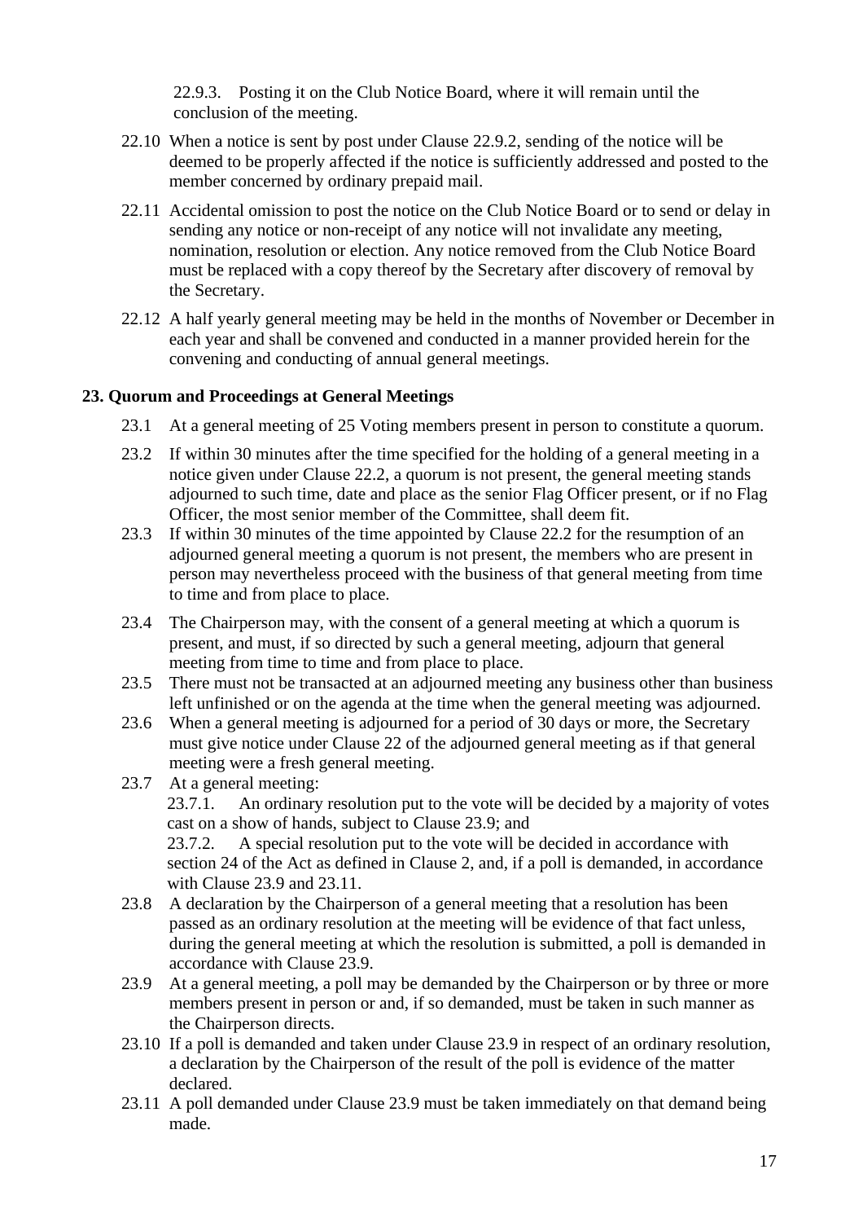22.9.3. Posting it on the Club Notice Board, where it will remain until the conclusion of the meeting.

22.10 When a notice is sent by post under Clause 22.9.2, sending of the notice will be deemed to be properly affected if the notice is sufficiently addressed and posted to the member concerned by ordinary prepaid mail.

22.11 Accidental omission to post the notice on the Club Notice Board or to send or delay in sending any notice or non-receipt of any notice will not invalidate any meeting, nomination, resolution or election. Any notice removed from the Club Notice Board must be replaced with a copy thereof by the Secretary after discovery of removal by the Secretary.

22.12 A half yearly general meeting may be held in the months of November or December in each year and shall be convened and conducted in a manner provided herein for the convening and conducting of annual general meetings.

### 23. Quorum and Proceedings at General Meetings

23.1 At a general meeting of 25 Voting members present in person to constitute a quorum.

23.2 If within 30 minutes after the time specified for the holding of a general meeting in a notice given under Clause 22.2, a quorum is not present, the general meeting stands adjourned to such time, date and place as the senior Flag Officer present, or if no Flag Officer, the most senior member of the Committee, shall deem fit.

23.3 If within 30 minutes of the time appointed by Clause 22.2 for the resumption of an adjourned general meeting a quorum is not present, the members who are present in person may nevertheless proceed with the business of that general meeting from time to time and from place to place.

23.4 The Chairperson may, with the consent of a general meeting at which a quorum is present, and must, if so directed by such a general meeting, adjourn that general meeting from time to time and from place to place.

23.5 There must not be transacted at an adjourned meeting any business other than business left unfinished or on the agenda at the time when the general meeting was adjourned.

23.6 When a general meeting is adjourned for a period of 30 days or more, the Secretary must give notice under Clause 22 of the adjourned general meeting as if that general meeting were a fresh general meeting.

23.7 At a general meeting:

23.7.1. An ordinary resolution put to the vote will be decided by a majority of votes cast on a show of hands, subject to Clause 23.9; and

23.7.2. A special resolution put to the vote will be decided in accordance with section 24 of the Act as defined in Clause 2, and, if a poll is demanded, in accordance with Clause 23.9 and 23.11.

23.8 A declaration by the Chairperson of a general meeting that a resolution has been passed as an ordinary resolution at the meeting will be evidence of that fact unless, during the general meeting at which the resolution is submitted, a poll is demanded in accordance with Clause 23.9.

23.9 At a general meeting, a poll may be demanded by the Chairperson or by three or more members present in person or and, if so demanded, must be taken in such manner as the Chairperson directs.

23.10 If a poll is demanded and taken under Clause 23.9 in respect of an ordinary resolution, a declaration by the Chairperson of the result of the poll is evidence of the matter declared.

23.11 A poll demanded under Clause 23.9 must be taken immediately on that demand being made.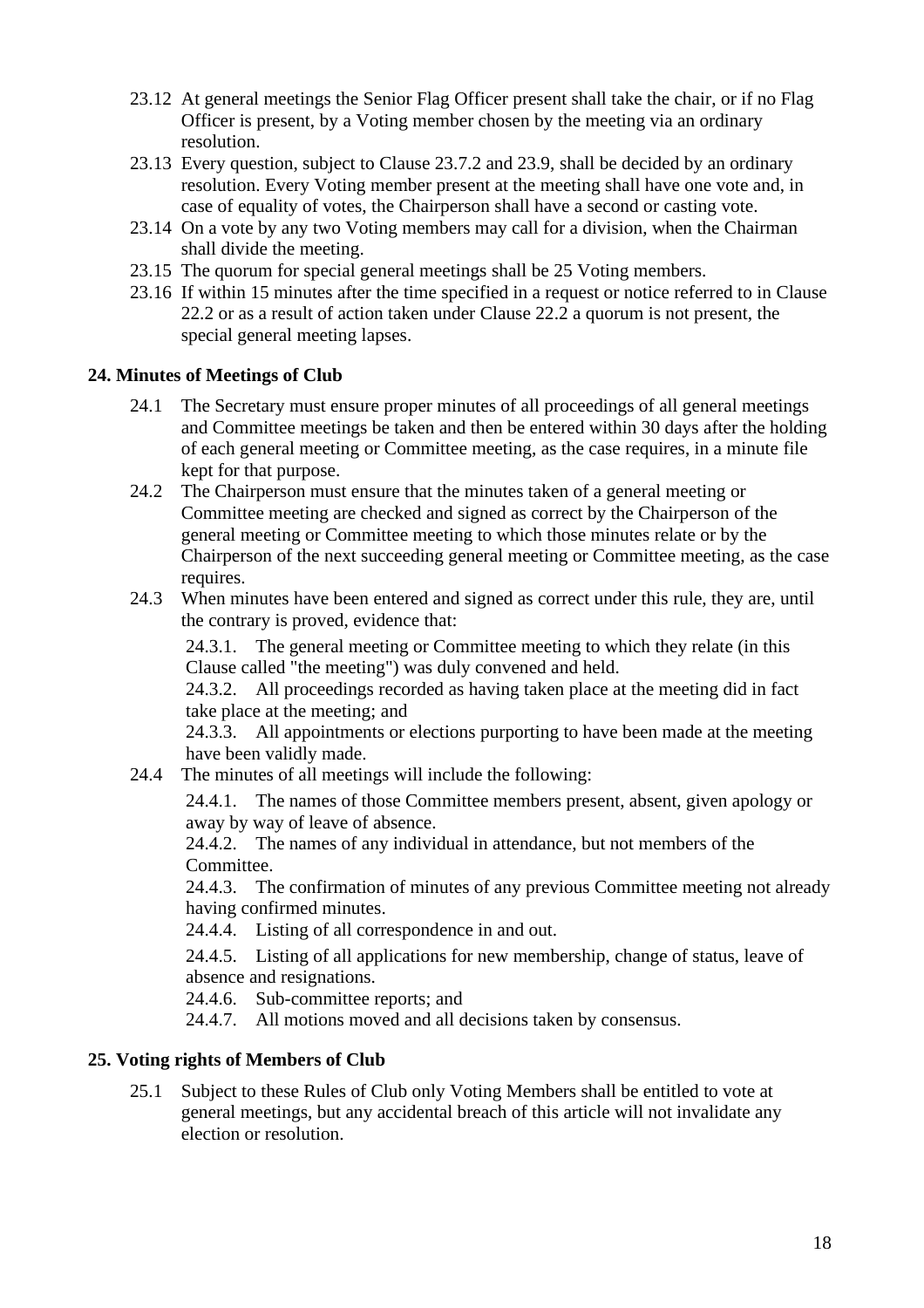23.12 At general meetings the Senior Flag Officer present shall take the chair, or if no Flag Officer is present, by a Voting member chosen by the meeting via an ordinary resolution.

23.13 Every question, subject to Clause 23.7.2 and 23.9, shall be decided by an ordinary resolution. Every Voting member present at the meeting shall have one vote and, in case of equality of votes, the Chairperson shall have a second or casting vote.

23.14 On a vote by any two Voting members may call for a division, when the Chairman shall divide the meeting.

23.15 The quorum for special general meetings shall be 25 Voting members.

23.16 If within 15 minutes after the time specified in a request or notice referred to in Clause 22.2 or as a result of action taken under Clause 22.2 a quorum is not present, the special general meeting lapses.

### 24. Minutes of Meetings of Club

24.1 The Secretary must ensure proper minutes of all proceedings of all general meetings and Committee meetings be taken and then be entered within 30 days after the holding of each general meeting or Committee meeting, as the case requires, in a minute file kept for that purpose.

24.2 The Chairperson must ensure that the minutes taken of a general meeting or Committee meeting are checked and signed as correct by the Chairperson of the general meeting or Committee meeting to which those minutes relate or by the Chairperson of the next succeeding general meeting or Committee meeting, as the case requires.

24.3 When minutes have been entered and signed as correct under this rule, they are, until the contrary is proved, evidence that:

24.3.1. The general meeting or Committee meeting to which they relate (in this Clause called "the meeting") was duly convened and held.

24.3.2. All proceedings recorded as having taken place at the meeting did in fact take place at the meeting; and

24.3.3. All appointments or elections purporting to have been made at the meeting have been validly made.

24.4 The minutes of all meetings will include the following:

24.4.1. The names of those Committee members present, absent, given apology or away by way of leave of absence.

24.4.2. The names of any individual in attendance, but not members of the Committee.

24.4.3. The confirmation of minutes of any previous Committee meeting not already having confirmed minutes.

24.4.4. Listing of all correspondence in and out.

24.4.5. Listing of all applications for new membership, change of status, leave of absence and resignations.

24.4.6. Sub-committee reports; and

24.4.7. All motions moved and all decisions taken by consensus.

### 25. Voting rights of Members of Club

25.1 Subject to these Rules of Club only Voting Members shall be entitled to vote at general meetings, but any accidental breach of this article will not invalidate any election or resolution.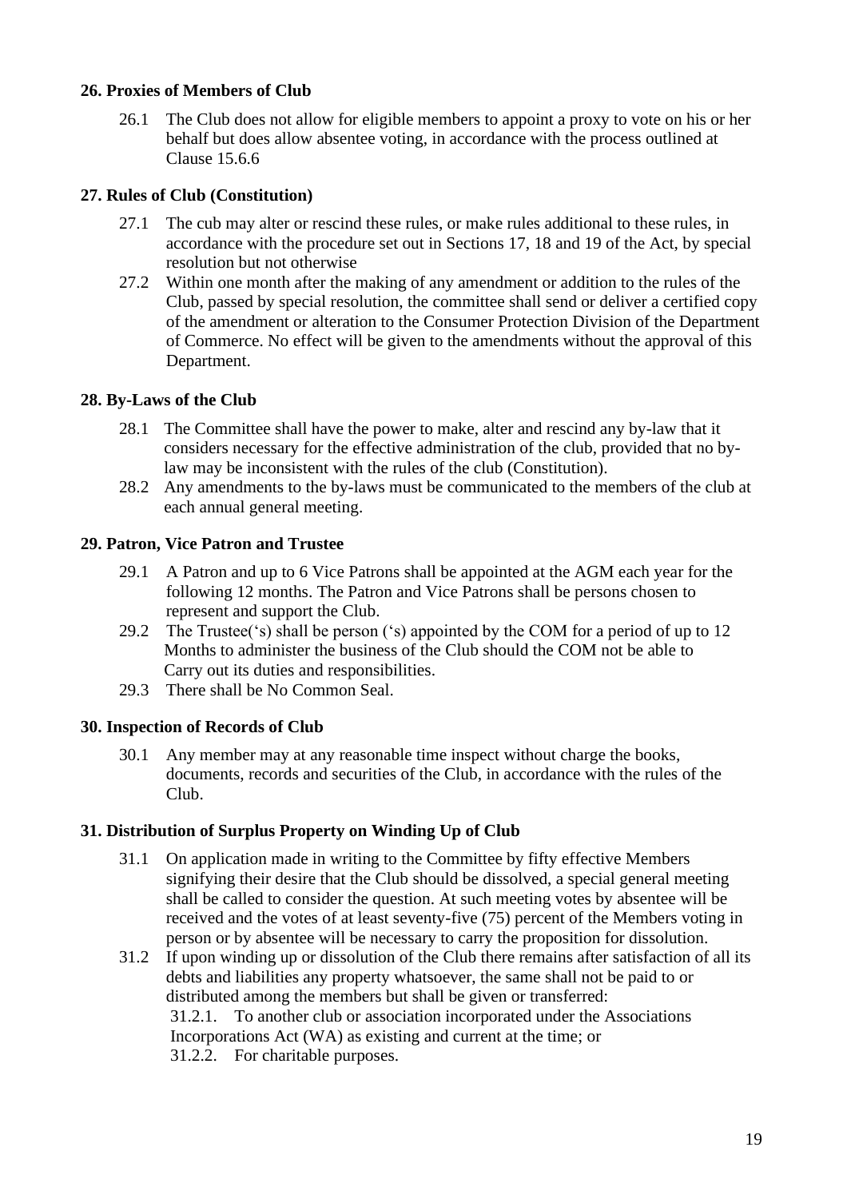**26. Proxies of Members of Club**

26.1 The Club does not allow for eligible members to appoint a proxy to vote on his or her behalf but does allow absentee voting, in accordance with the process outlined at Clause 15.6.6

**27. Rules of Club (Constitution)**

27.1 The cub may alter or rescind these rules, or make rules additional to these rules, in accordance with the procedure set out in Sections 17, 18 and 19 of the Act, by special resolution but not otherwise

27.2 Within one month after the making of any amendment or addition to the rules of the Club, passed by special resolution, the committee shall send or deliver a certified copy of the amendment or alteration to the Consumer Protection Division of the Department of Commerce. No effect will be given to the amendments without the approval of this Department.

**28. By-Laws of the Club**

28.1 The Committee shall have the power to make, alter and rescind any by-law that it considers necessary for the effective administration of the club, provided that no by-law may be inconsistent with the rules of the club (Constitution).

28.2 Any amendments to the by-laws must be communicated to the members of the club at each annual general meeting.

**29. Patron, Vice Patron and Trustee**

29.1 A Patron and up to 6 Vice Patrons shall be appointed at the AGM each year for the following 12 months. The Patron and Vice Patrons shall be persons chosen to represent and support the Club.

29.2 The Trustee(‘s) shall be person (‘s) appointed by the COM for a period of up to 12 Months to administer the business of the Club should the COM not be able to Carry out its duties and responsibilities.

29.3 There shall be No Common Seal.

**30. Inspection of Records of Club**

30.1 Any member may at any reasonable time inspect without charge the books, documents, records and securities of the Club, in accordance with the rules of the Club.

**31. Distribution of Surplus Property on Winding Up of Club**

31.1 On application made in writing to the Committee by fifty effective Members signifying their desire that the Club should be dissolved, a special general meeting shall be called to consider the question. At such meeting votes by absentee will be received and the votes of at least seventy-five (75) percent of the Members voting in person or by absentee will be necessary to carry the proposition for dissolution.

31.2 If upon winding up or dissolution of the Club there remains after satisfaction of all its debts and liabilities any property whatsoever, the same shall not be paid to or distributed among the members but shall be given or transferred:

31.2.1. To another club or association incorporated under the Associations Incorporations Act (WA) as existing and current at the time; or

31.2.2. For charitable purposes.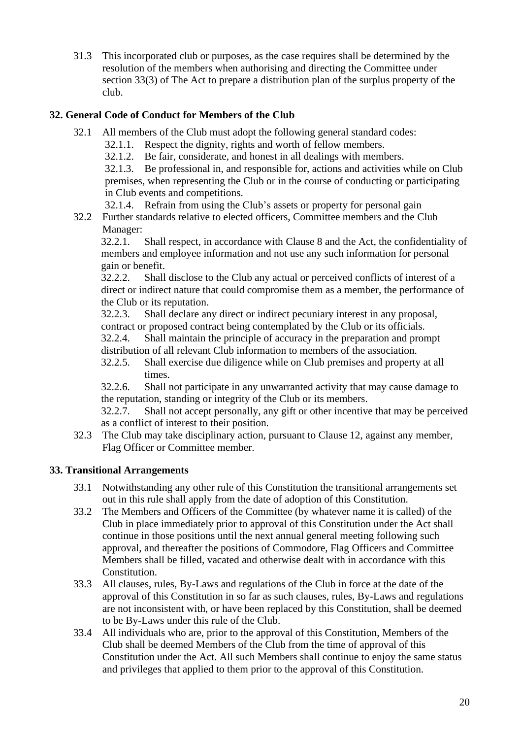31.3 This incorporated club or purposes, as the case requires shall be determined by the resolution of the members when authorising and directing the Committee under section 33(3) of The Act to prepare a distribution plan of the surplus property of the club.

## 32. General Code of Conduct for Members of the Club

32.1 All members of the Club must adopt the following general standard codes:

- 32.1.1. Respect the dignity, rights and worth of fellow members.
- 32.1.2. Be fair, considerate, and honest in all dealings with members.
- 32.1.3. Be professional in, and responsible for, actions and activities while on Club premises, when representing the Club or in the course of conducting or participating in Club events and competitions.
- 32.1.4. Refrain from using the Club's assets or property for personal gain

32.2 Further standards relative to elected officers, Committee members and the Club Manager:

- 32.2.1. Shall respect, in accordance with Clause 8 and the Act, the confidentiality of members and employee information and not use any such information for personal gain or benefit.
- 32.2.2. Shall disclose to the Club any actual or perceived conflicts of interest of a direct or indirect nature that could compromise them as a member, the performance of the Club or its reputation.
- 32.2.3. Shall declare any direct or indirect pecuniary interest in any proposal, contract or proposed contract being contemplated by the Club or its officials.
- 32.2.4. Shall maintain the principle of accuracy in the preparation and prompt distribution of all relevant Club information to members of the association.
- 32.2.5. Shall exercise due diligence while on Club premises and property at all times.
- 32.2.6. Shall not participate in any unwarranted activity that may cause damage to the reputation, standing or integrity of the Club or its members.
- 32.2.7. Shall not accept personally, any gift or other incentive that may be perceived as a conflict of interest to their position.

32.3 The Club may take disciplinary action, pursuant to Clause 12, against any member, Flag Officer or Committee member.

## 33. Transitional Arrangements

33.1 Notwithstanding any other rule of this Constitution the transitional arrangements set out in this rule shall apply from the date of adoption of this Constitution.

33.2 The Members and Officers of the Committee (by whatever name it is called) of the Club in place immediately prior to approval of this Constitution under the Act shall continue in those positions until the next annual general meeting following such approval, and thereafter the positions of Commodore, Flag Officers and Committee Members shall be filled, vacated and otherwise dealt with in accordance with this Constitution.

33.3 All clauses, rules, By-Laws and regulations of the Club in force at the date of the approval of this Constitution in so far as such clauses, rules, By-Laws and regulations are not inconsistent with, or have been replaced by this Constitution, shall be deemed to be By-Laws under this rule of the Club.

33.4 All individuals who are, prior to the approval of this Constitution, Members of the Club shall be deemed Members of the Club from the time of approval of this Constitution under the Act. All such Members shall continue to enjoy the same status and privileges that applied to them prior to the approval of this Constitution.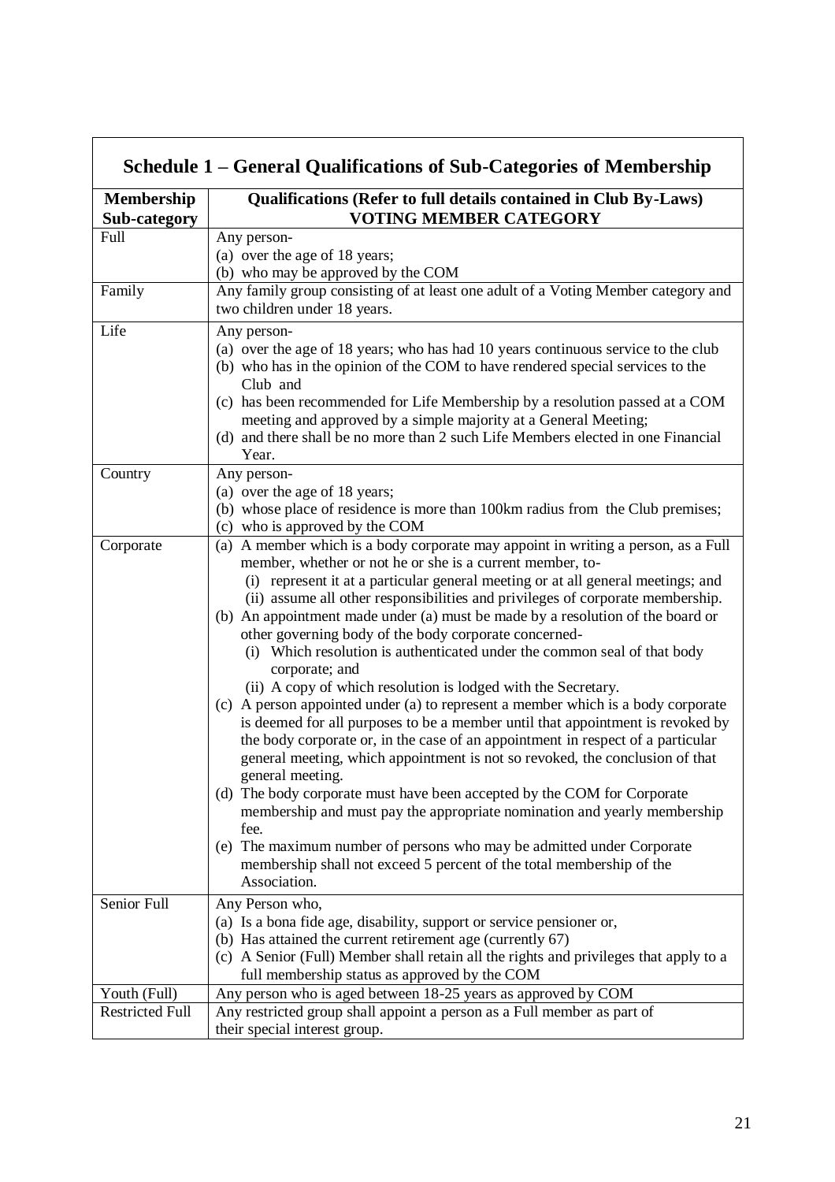## Schedule 1 – General Qualifications of Sub-Categories of Membership

| Membership Sub-category | Qualifications (Refer to full details contained in Club By-Laws) VOTING MEMBER CATEGORY |
|---|---|
| Full | Any person-<br>(a) over the age of 18 years;<br>(b) who may be approved by the COM |
| Family | Any family group consisting of at least one adult of a Voting Member category and two children under 18 years. |
| Life | Any person-<br>(a) over the age of 18 years; who has had 10 years continuous service to the club<br>(b) who has in the opinion of the COM to have rendered special services to the Club and<br>(c) has been recommended for Life Membership by a resolution passed at a COM meeting and approved by a simple majority at a General Meeting;<br>(d) and there shall be no more than 2 such Life Members elected in one Financial Year. |
| Country | Any person-<br>(a) over the age of 18 years;<br>(b) whose place of residence is more than 100km radius from the Club premises;<br>(c) who is approved by the COM |
| Corporate | (a) A member which is a body corporate may appoint in writing a person, as a Full member, whether or not he or she is a current member, to-<br>(i) represent it at a particular general meeting or at all general meetings; and<br>(ii) assume all other responsibilities and privileges of corporate membership.<br>(b) An appointment made under (a) must be made by a resolution of the board or other governing body of the body corporate concerned-<br>(i) Which resolution is authenticated under the common seal of that body corporate; and<br>(ii) A copy of which resolution is lodged with the Secretary.<br>(c) A person appointed under (a) to represent a member which is a body corporate is deemed for all purposes to be a member until that appointment is revoked by the body corporate or, in the case of an appointment in respect of a particular general meeting, which appointment is not so revoked, the conclusion of that general meeting.<br>(d) The body corporate must have been accepted by the COM for Corporate membership and must pay the appropriate nomination and yearly membership fee.<br>(e) The maximum number of persons who may be admitted under Corporate membership shall not exceed 5 percent of the total membership of the Association. |
| Senior Full | Any Person who,<br>(a) Is a bona fide age, disability, support or service pensioner or,<br>(b) Has attained the current retirement age (currently 67)<br>(c) A Senior (Full) Member shall retain all the rights and privileges that apply to a full membership status as approved by the COM |
| Youth (Full) | Any person who is aged between 18-25 years as approved by COM |
| Restricted Full | Any restricted group shall appoint a person as a Full member as part of their special interest group. |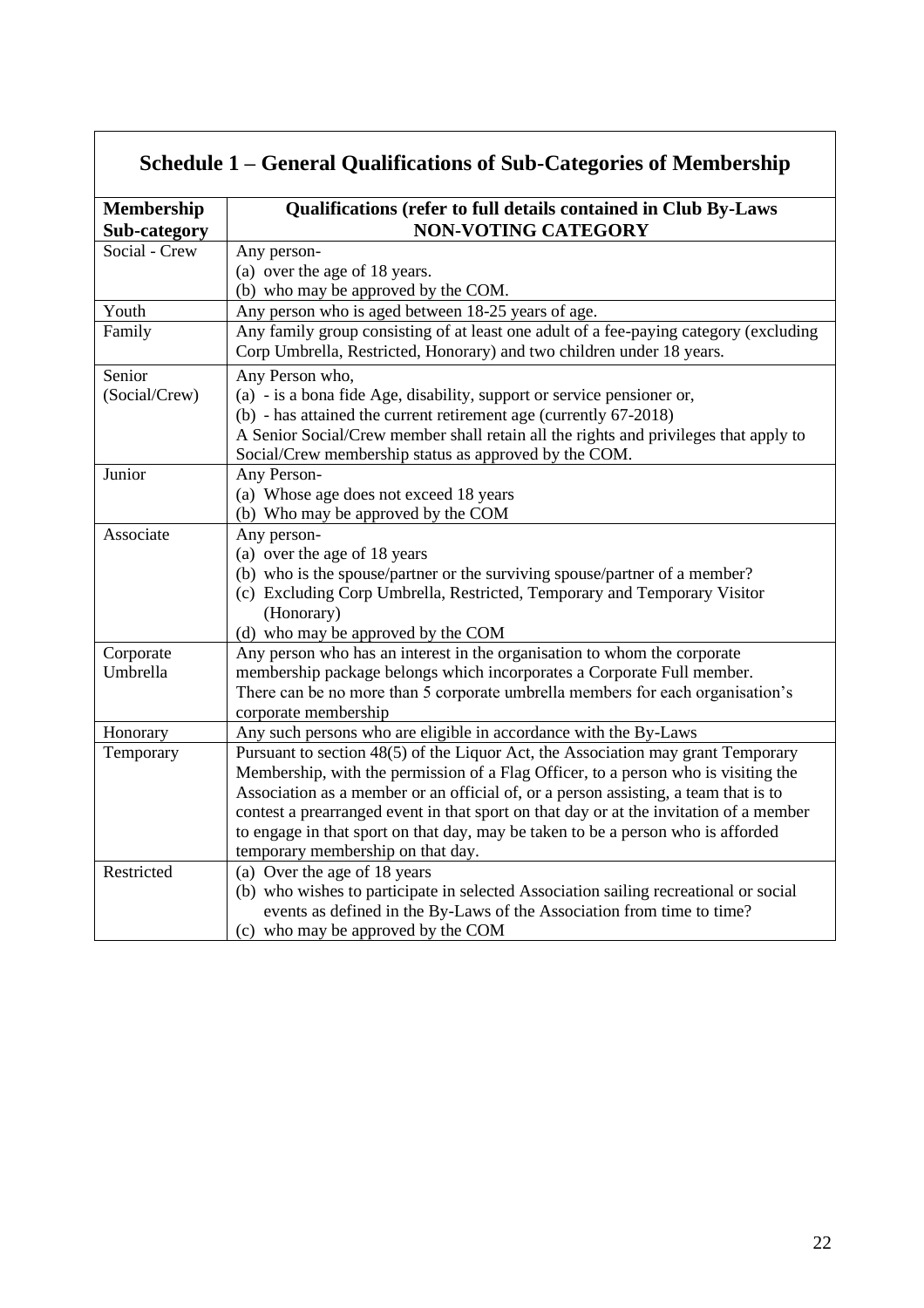## Schedule 1 – General Qualifications of Sub-Categories of Membership

| **Membership Sub-category** | **Qualifications (refer to full details contained in Club By-Laws NON-VOTING CATEGORY** |
|---|---|
| Social - Crew | Any person-<br>(a) over the age of 18 years.<br>(b) who may be approved by the COM. |
| Youth | Any person who is aged between 18-25 years of age. |
| Family | Any family group consisting of at least one adult of a fee-paying category (excluding Corp Umbrella, Restricted, Honorary) and two children under 18 years. |
| Senior (Social/Crew) | Any Person who,<br>(a) - is a bona fide Age, disability, support or service pensioner or,<br>(b) - has attained the current retirement age (currently 67-2018)<br>A Senior Social/Crew member shall retain all the rights and privileges that apply to Social/Crew membership status as approved by the COM. |
| Junior | Any Person-<br>(a) Whose age does not exceed 18 years<br>(b) Who may be approved by the COM |
| Associate | Any person-<br>(a) over the age of 18 years<br>(b) who is the spouse/partner or the surviving spouse/partner of a member?<br>(c) Excluding Corp Umbrella, Restricted, Temporary and Temporary Visitor (Honorary)<br>(d) who may be approved by the COM |
| Corporate Umbrella | Any person who has an interest in the organisation to whom the corporate membership package belongs which incorporates a Corporate Full member.<br>There can be no more than 5 corporate umbrella members for each organisation's corporate membership |
| Honorary | Any such persons who are eligible in accordance with the By-Laws |
| Temporary | Pursuant to section 48(5) of the Liquor Act, the Association may grant Temporary Membership, with the permission of a Flag Officer, to a person who is visiting the Association as a member or an official of, or a person assisting, a team that is to contest a prearranged event in that sport on that day or at the invitation of a member to engage in that sport on that day, may be taken to be a person who is afforded temporary membership on that day. |
| Restricted | (a) Over the age of 18 years<br>(b) who wishes to participate in selected Association sailing recreational or social events as defined in the By-Laws of the Association from time to time?<br>(c) who may be approved by the COM |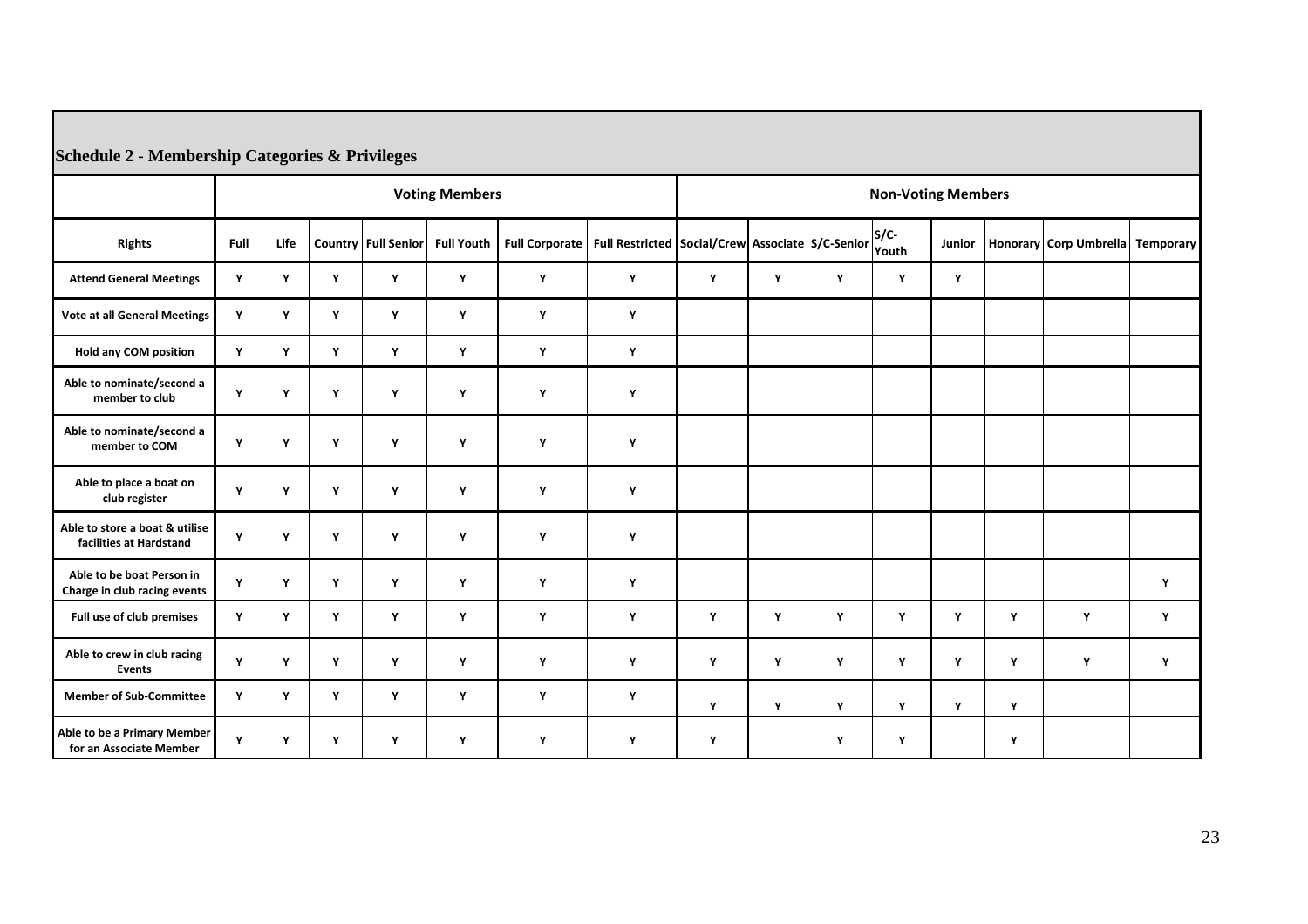## Schedule 2 - Membership Categories & Privileges

| | Voting Members | | | | | | | Non-Voting Members | | | | | | | |
|---|---|---|---|---|---|---|---|---|---|---|---|---|---|---|---|
| **Rights** | **Full** | **Life** | **Country** | **Full Senior** | **Full Youth** | **Full Corporate** | **Full Restricted** | **Social/Crew** | **Associate** | **S/C-Senior** | **S/C-Youth** | **Junior** | **Honorary** | **Corp Umbrella** | **Temporary** |
| **Attend General Meetings** | Y | Y | Y | Y | Y | Y | Y | Y | Y | Y | Y | Y | | | |
| **Vote at all General Meetings** | Y | Y | Y | Y | Y | Y | Y | | | | | | | | |
| **Hold any COM position** | Y | Y | Y | Y | Y | Y | Y | | | | | | | | |
| **Able to nominate/second a member to club** | Y | Y | Y | Y | Y | Y | Y | | | | | | | | |
| **Able to nominate/second a member to COM** | Y | Y | Y | Y | Y | Y | Y | | | | | | | | |
| **Able to place a boat on club register** | Y | Y | Y | Y | Y | Y | Y | | | | | | | | |
| **Able to store a boat & utilise facilities at Hardstand** | Y | Y | Y | Y | Y | Y | Y | | | | | | | | |
| **Able to be boat Person in Charge in club racing events** | Y | Y | Y | Y | Y | Y | Y | | | | | | | | Y |
| **Full use of club premises** | Y | Y | Y | Y | Y | Y | Y | Y | Y | Y | Y | Y | Y | Y | Y |
| **Able to crew in club racing Events** | Y | Y | Y | Y | Y | Y | Y | Y | Y | Y | Y | Y | Y | Y | Y |
| **Member of Sub-Committee** | Y | Y | Y | Y | Y | Y | Y | Y | Y | Y | Y | Y | Y | | |
| **Able to be a Primary Member for an Associate Member** | Y | Y | Y | Y | Y | Y | Y | Y | | Y | Y | | Y | | |